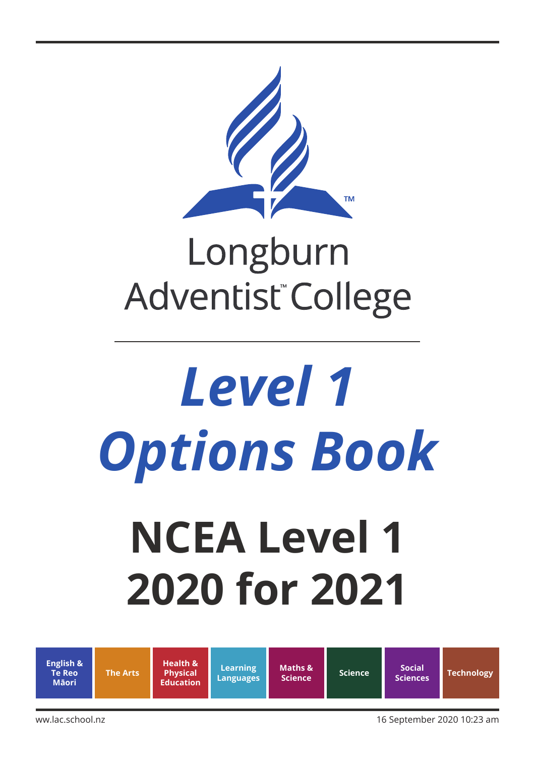Longburn Adventist™ College

# *Level 1 Options Book*

# NCEA Level 1 2020 for 2021

| English & Te Reo Māori | The Arts | Health & Physical Education | Learning Languages | Maths & Science | Science | Social Sciences | Technology |
|---|---|---|---|---|---|---|---|

ww.lac.school.nz

16 September 2020 10:23 am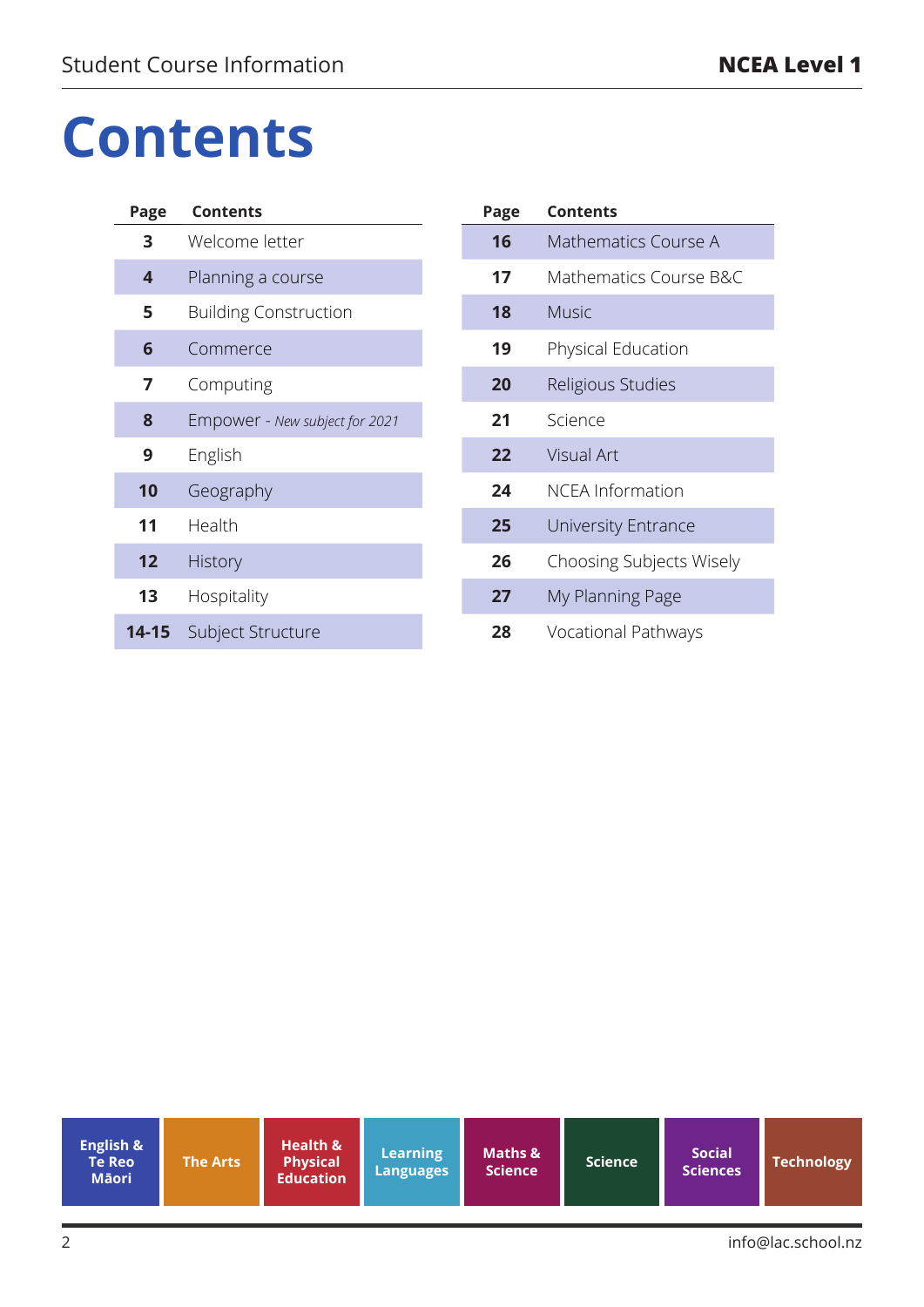# Contents

| Page | Contents |
|---|---|
| **3** | Welcome letter |
| **4** | Planning a course |
| **5** | Building Construction |
| **6** | Commerce |
| **7** | Computing |
| **8** | Empower - *New subject for 2021* |
| **9** | English |
| **10** | Geography |
| **11** | Health |
| **12** | History |
| **13** | Hospitality |
| **14-15** | Subject Structure |
| **16** | Mathematics Course A |
| **17** | Mathematics Course B&C |
| **18** | Music |
| **19** | Physical Education |
| **20** | Religious Studies |
| **21** | Science |
| **22** | Visual Art |
| **24** | NCEA Information |
| **25** | University Entrance |
| **26** | Choosing Subjects Wisely |
| **27** | My Planning Page |
| **28** | Vocational Pathways |

**English & Te Reo Māori** | **The Arts** | **Health & Physical Education** | **Learning Languages** | **Maths & Science** | **Science** | **Social Sciences** | **Technology**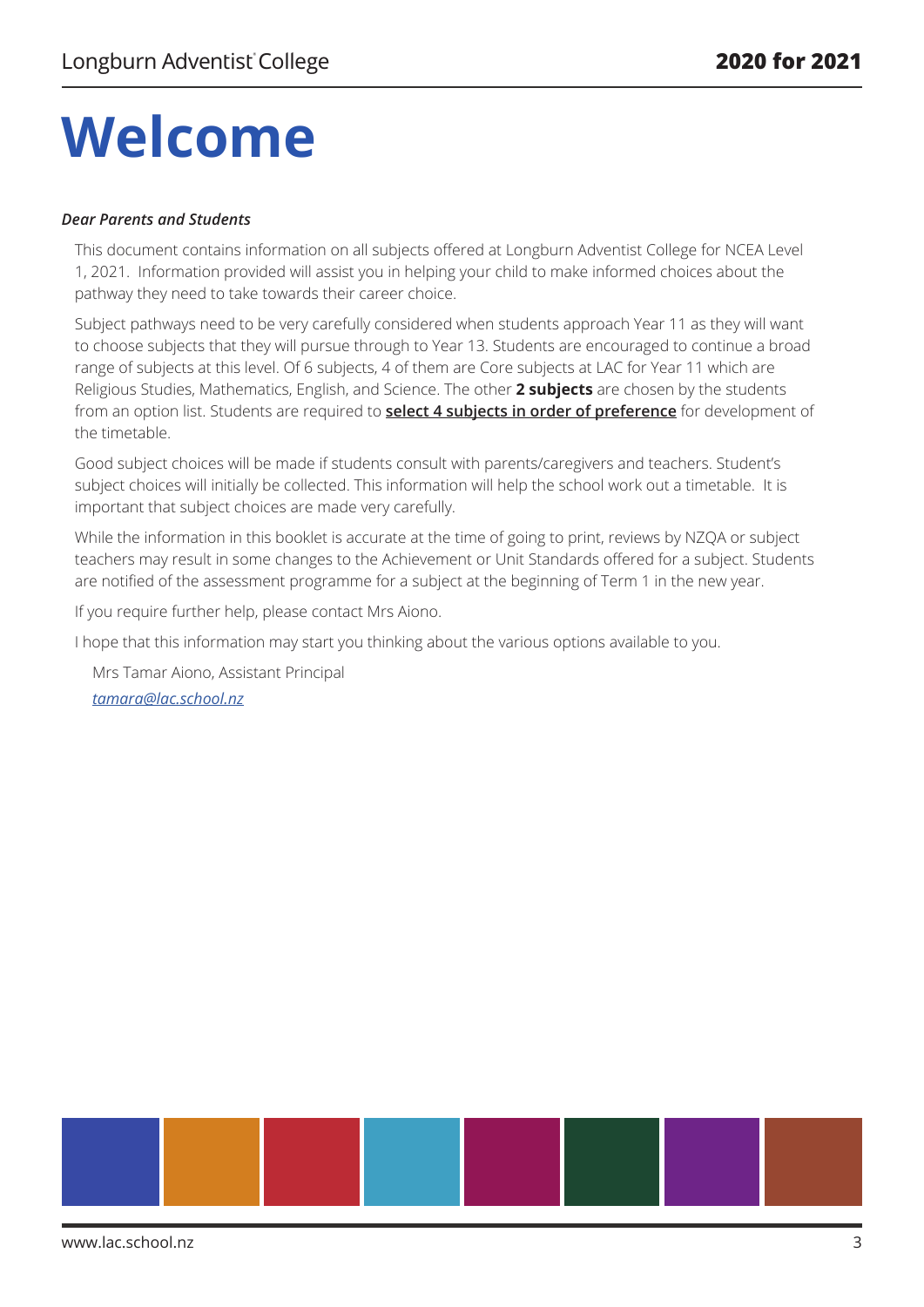# Welcome

***Dear Parents and Students***

This document contains information on all subjects offered at Longburn Adventist College for NCEA Level 1, 2021. Information provided will assist you in helping your child to make informed choices about the pathway they need to take towards their career choice.

Subject pathways need to be very carefully considered when students approach Year 11 as they will want to choose subjects that they will pursue through to Year 13. Students are encouraged to continue a broad range of subjects at this level. Of 6 subjects, 4 of them are Core subjects at LAC for Year 11 which are Religious Studies, Mathematics, English, and Science. The other **2 subjects** are chosen by the students from an option list. Students are required to **select 4 subjects in order of preference** for development of the timetable.

Good subject choices will be made if students consult with parents/caregivers and teachers. Student's subject choices will initially be collected. This information will help the school work out a timetable. It is important that subject choices are made very carefully.

While the information in this booklet is accurate at the time of going to print, reviews by NZQA or subject teachers may result in some changes to the Achievement or Unit Standards offered for a subject. Students are notified of the assessment programme for a subject at the beginning of Term 1 in the new year.

If you require further help, please contact Mrs Aiono.

I hope that this information may start you thinking about the various options available to you.

Mrs Tamar Aiono, Assistant Principal

*tamara@lac.school.nz*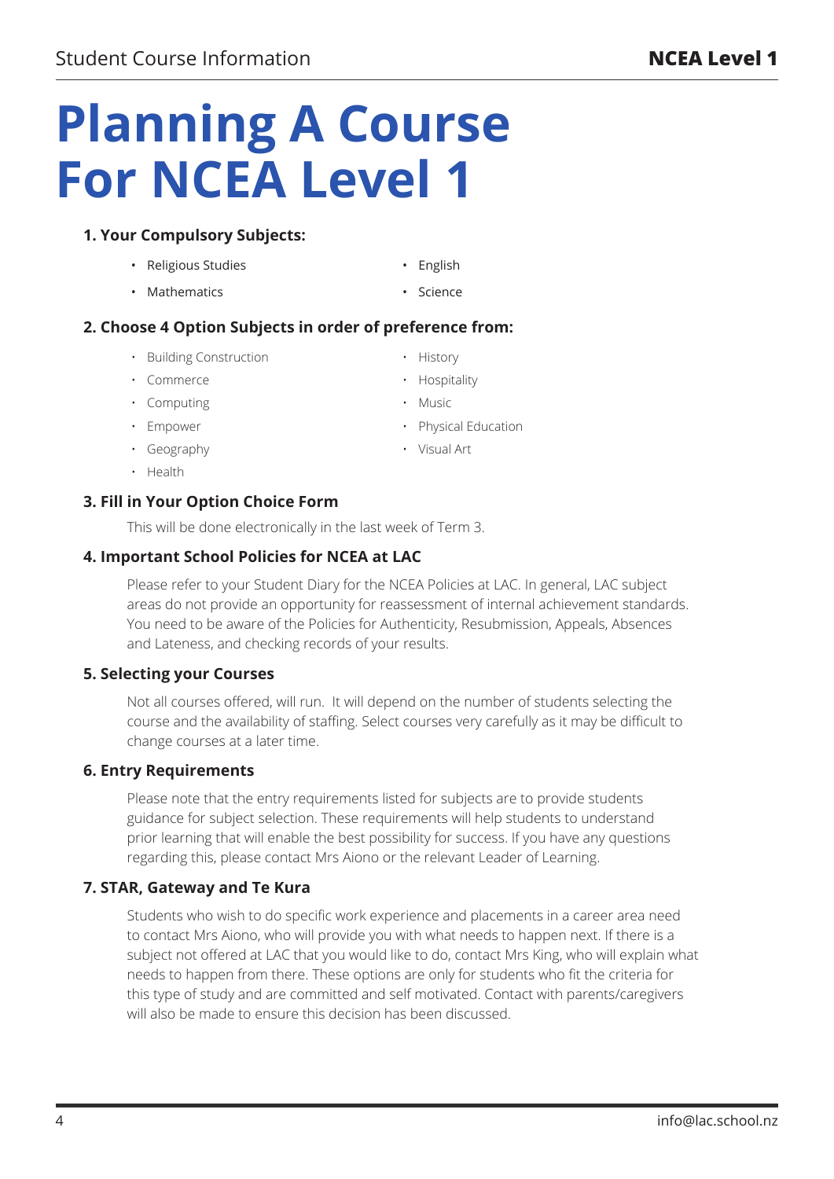# Planning A Course For NCEA Level 1

### 1. Your Compulsory Subjects:

- Religious Studies
- Mathematics
- English
- Science

### 2. Choose 4 Option Subjects in order of preference from:

- Building Construction
- Commerce
- Computing
- Empower
- Geography
- Health
- History
- Hospitality
- Music
- Physical Education
- Visual Art

### 3. Fill in Your Option Choice Form

This will be done electronically in the last week of Term 3.

### 4. Important School Policies for NCEA at LAC

Please refer to your Student Diary for the NCEA Policies at LAC. In general, LAC subject areas do not provide an opportunity for reassessment of internal achievement standards. You need to be aware of the Policies for Authenticity, Resubmission, Appeals, Absences and Lateness, and checking records of your results.

### 5. Selecting your Courses

Not all courses offered, will run. It will depend on the number of students selecting the course and the availability of staffing. Select courses very carefully as it may be difficult to change courses at a later time.

### 6. Entry Requirements

Please note that the entry requirements listed for subjects are to provide students guidance for subject selection. These requirements will help students to understand prior learning that will enable the best possibility for success. If you have any questions regarding this, please contact Mrs Aiono or the relevant Leader of Learning.

### 7. STAR, Gateway and Te Kura

Students who wish to do specific work experience and placements in a career area need to contact Mrs Aiono, who will provide you with what needs to happen next. If there is a subject not offered at LAC that you would like to do, contact Mrs King, who will explain what needs to happen from there. These options are only for students who fit the criteria for this type of study and are committed and self motivated. Contact with parents/caregivers will also be made to ensure this decision has been discussed.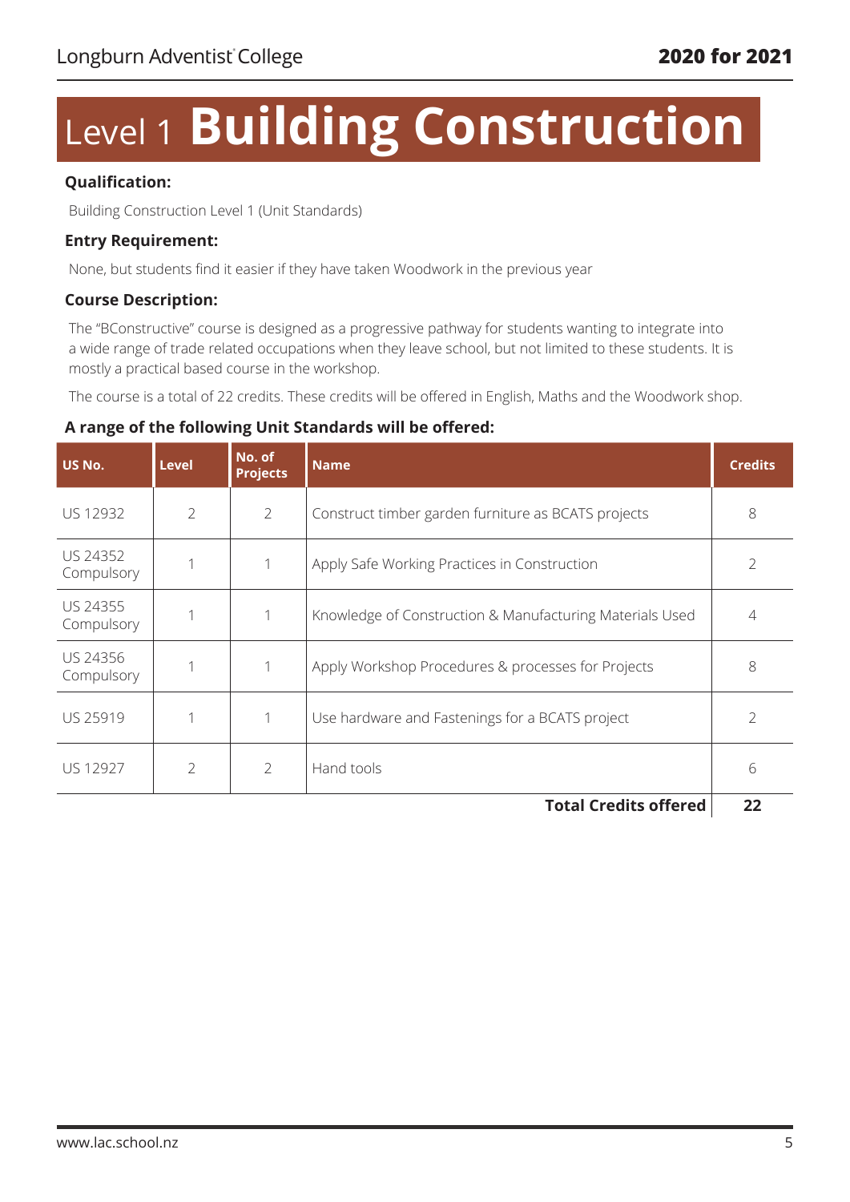# Level 1 **Building Construction**

**Qualification:**

Building Construction Level 1 (Unit Standards)

**Entry Requirement:**

None, but students find it easier if they have taken Woodwork in the previous year

**Course Description:**

The "BConstructive" course is designed as a progressive pathway for students wanting to integrate into a wide range of trade related occupations when they leave school, but not limited to these students. It is mostly a practical based course in the workshop.

The course is a total of 22 credits. These credits will be offered in English, Maths and the Woodwork shop.

**A range of the following Unit Standards will be offered:**

| US No. | Level | No. of Projects | Name | Credits |
|---|---|---|---|---|
| US 12932 | 2 | 2 | Construct timber garden furniture as BCATS projects | 8 |
| US 24352 Compulsory | 1 | 1 | Apply Safe Working Practices in Construction | 2 |
| US 24355 Compulsory | 1 | 1 | Knowledge of Construction & Manufacturing Materials Used | 4 |
| US 24356 Compulsory | 1 | 1 | Apply Workshop Procedures & processes for Projects | 8 |
| US 25919 | 1 | 1 | Use hardware and Fastenings for a BCATS project | 2 |
| US 12927 | 2 | 2 | Hand tools | 6 |
| | | | **Total Credits offered** | **22** |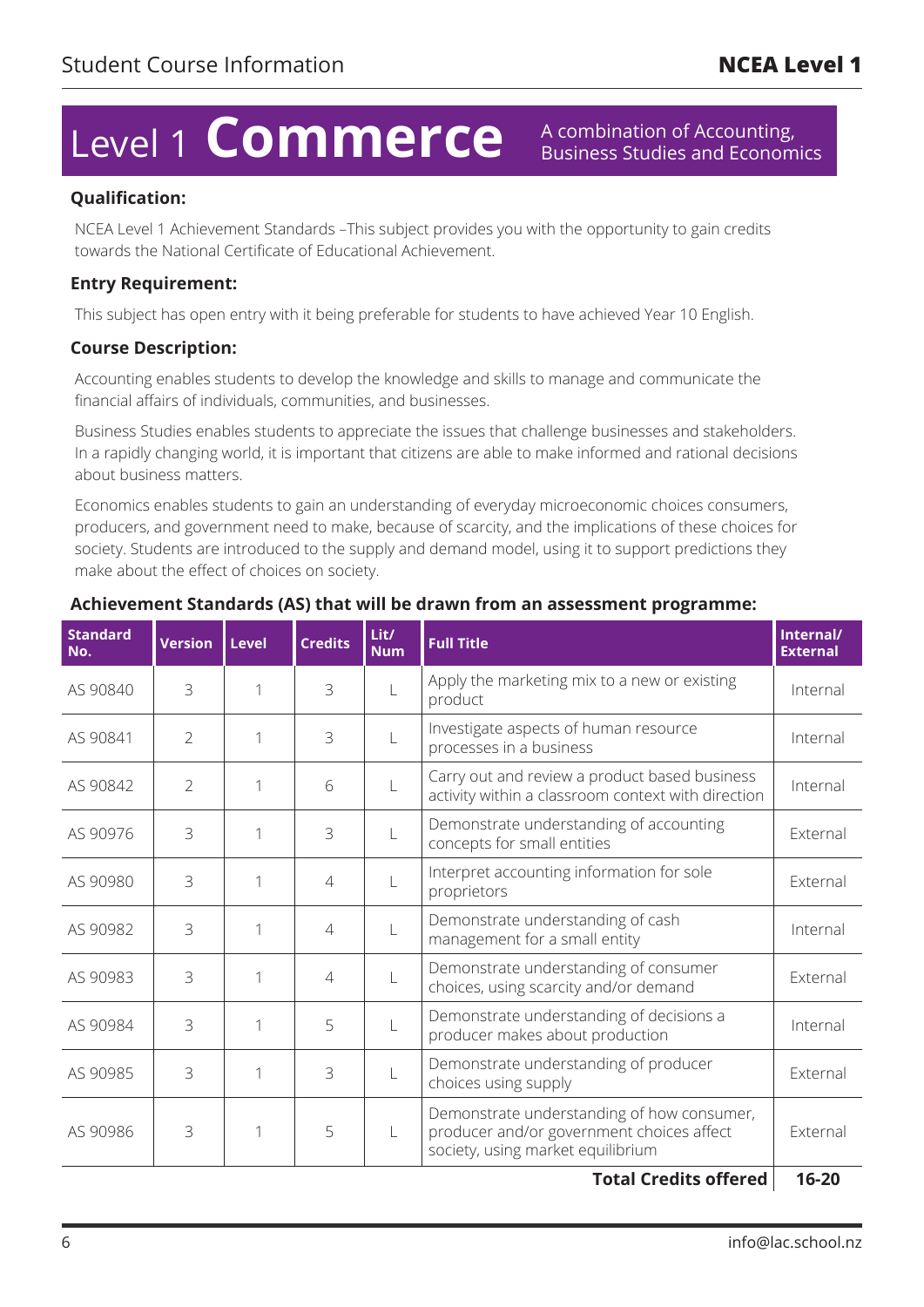# Level 1 **Commerce**

A combination of Accounting, Business Studies and Economics

**Qualification:**

NCEA Level 1 Achievement Standards –This subject provides you with the opportunity to gain credits towards the National Certificate of Educational Achievement.

**Entry Requirement:**

This subject has open entry with it being preferable for students to have achieved Year 10 English.

**Course Description:**

Accounting enables students to develop the knowledge and skills to manage and communicate the financial affairs of individuals, communities, and businesses.

Business Studies enables students to appreciate the issues that challenge businesses and stakeholders. In a rapidly changing world, it is important that citizens are able to make informed and rational decisions about business matters.

Economics enables students to gain an understanding of everyday microeconomic choices consumers, producers, and government need to make, because of scarcity, and the implications of these choices for society. Students are introduced to the supply and demand model, using it to support predictions they make about the effect of choices on society.

**Achievement Standards (AS) that will be drawn from an assessment programme:**

| Standard No. | Version | Level | Credits | Lit/ Num | Full Title | Internal/ External |
|---|---|---|---|---|---|---|
| AS 90840 | 3 | 1 | 3 | L | Apply the marketing mix to a new or existing product | Internal |
| AS 90841 | 2 | 1 | 3 | L | Investigate aspects of human resource processes in a business | Internal |
| AS 90842 | 2 | 1 | 6 | L | Carry out and review a product based business activity within a classroom context with direction | Internal |
| AS 90976 | 3 | 1 | 3 | L | Demonstrate understanding of accounting concepts for small entities | External |
| AS 90980 | 3 | 1 | 4 | L | Interpret accounting information for sole proprietors | External |
| AS 90982 | 3 | 1 | 4 | L | Demonstrate understanding of cash management for a small entity | Internal |
| AS 90983 | 3 | 1 | 4 | L | Demonstrate understanding of consumer choices, using scarcity and/or demand | External |
| AS 90984 | 3 | 1 | 5 | L | Demonstrate understanding of decisions a producer makes about production | Internal |
| AS 90985 | 3 | 1 | 3 | L | Demonstrate understanding of producer choices using supply | External |
| AS 90986 | 3 | 1 | 5 | L | Demonstrate understanding of how consumer, producer and/or government choices affect society, using market equilibrium | External |
| | | | | | **Total Credits offered** | **16-20** |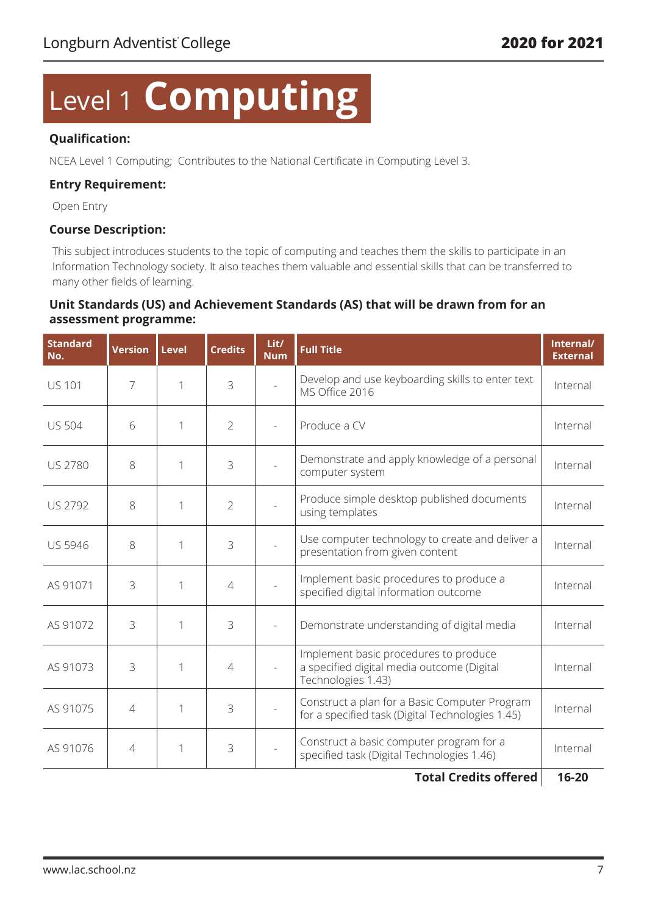# Level 1 **Computing**

**Qualification:**

NCEA Level 1 Computing; Contributes to the National Certificate in Computing Level 3.

**Entry Requirement:**

Open Entry

**Course Description:**

This subject introduces students to the topic of computing and teaches them the skills to participate in an Information Technology society. It also teaches them valuable and essential skills that can be transferred to many other fields of learning.

**Unit Standards (US) and Achievement Standards (AS) that will be drawn from for an assessment programme:**

| Standard No. | Version | Level | Credits | Lit/ Num | Full Title | Internal/ External |
|---|---|---|---|---|---|---|
| US 101 | 7 | 1 | 3 | - | Develop and use keyboarding skills to enter text MS Office 2016 | Internal |
| US 504 | 6 | 1 | 2 | - | Produce a CV | Internal |
| US 2780 | 8 | 1 | 3 | - | Demonstrate and apply knowledge of a personal computer system | Internal |
| US 2792 | 8 | 1 | 2 | - | Produce simple desktop published documents using templates | Internal |
| US 5946 | 8 | 1 | 3 | - | Use computer technology to create and deliver a presentation from given content | Internal |
| AS 91071 | 3 | 1 | 4 | - | Implement basic procedures to produce a specified digital information outcome | Internal |
| AS 91072 | 3 | 1 | 3 | - | Demonstrate understanding of digital media | Internal |
| AS 91073 | 3 | 1 | 4 | - | Implement basic procedures to produce a specified digital media outcome (Digital Technologies 1.43) | Internal |
| AS 91075 | 4 | 1 | 3 | - | Construct a plan for a Basic Computer Program for a specified task (Digital Technologies 1.45) | Internal |
| AS 91076 | 4 | 1 | 3 | - | Construct a basic computer program for a specified task (Digital Technologies 1.46) | Internal |
| | | | | | **Total Credits offered** | **16-20** |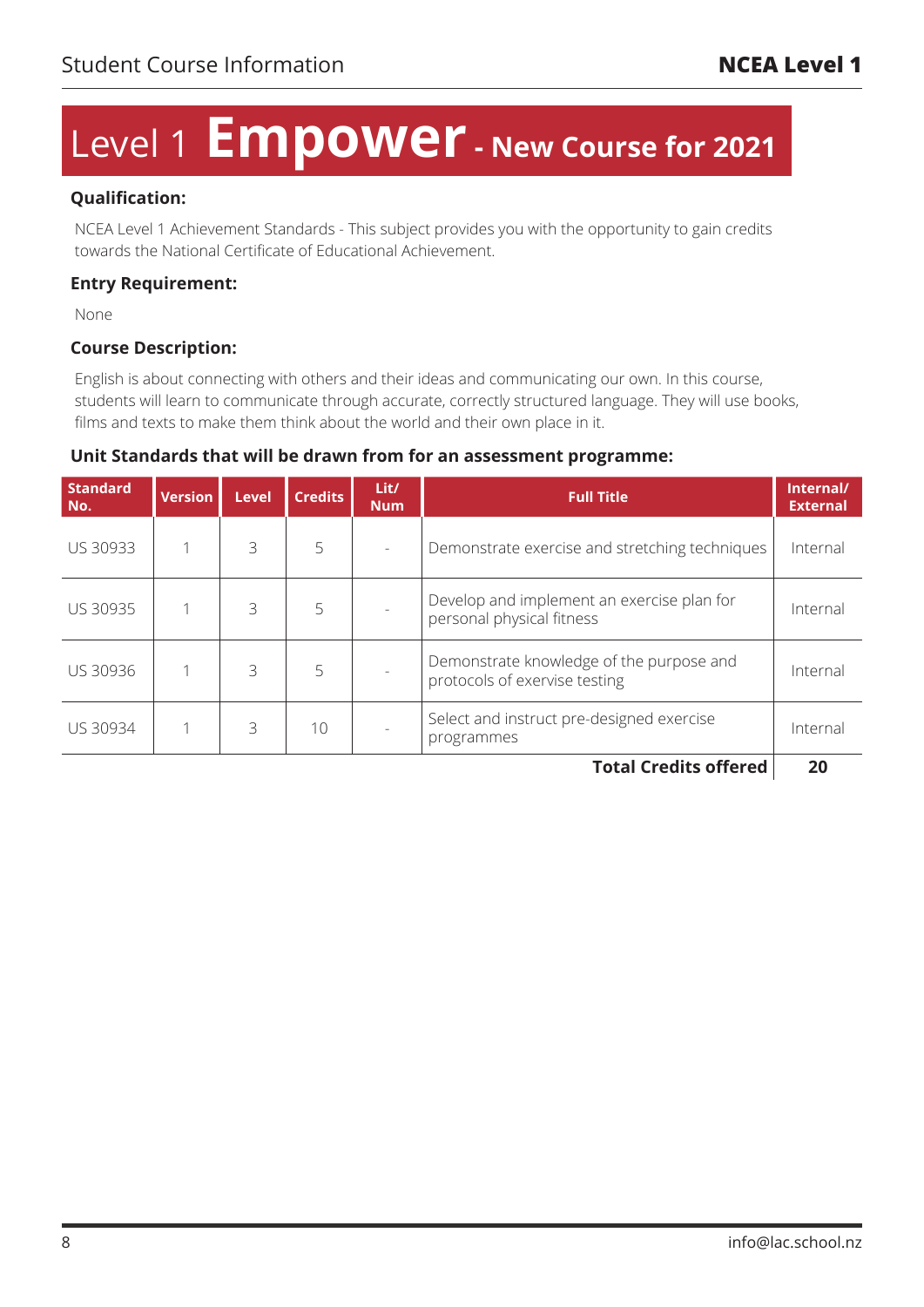# Level 1 Empower - New Course for 2021

**Qualification:**

NCEA Level 1 Achievement Standards - This subject provides you with the opportunity to gain credits towards the National Certificate of Educational Achievement.

**Entry Requirement:**

None

**Course Description:**

English is about connecting with others and their ideas and communicating our own. In this course, students will learn to communicate through accurate, correctly structured language. They will use books, films and texts to make them think about the world and their own place in it.

**Unit Standards that will be drawn from for an assessment programme:**

| Standard No. | Version | Level | Credits | Lit/ Num | Full Title | Internal/ External |
|---|---|---|---|---|---|---|
| US 30933 | 1 | 3 | 5 | - | Demonstrate exercise and stretching techniques | Internal |
| US 30935 | 1 | 3 | 5 | - | Develop and implement an exercise plan for personal physical fitness | Internal |
| US 30936 | 1 | 3 | 5 | - | Demonstrate knowledge of the purpose and protocols of exervise testing | Internal |
| US 30934 | 1 | 3 | 10 | - | Select and instruct pre-designed exercise programmes | Internal |
| | | | | | **Total Credits offered** | **20** |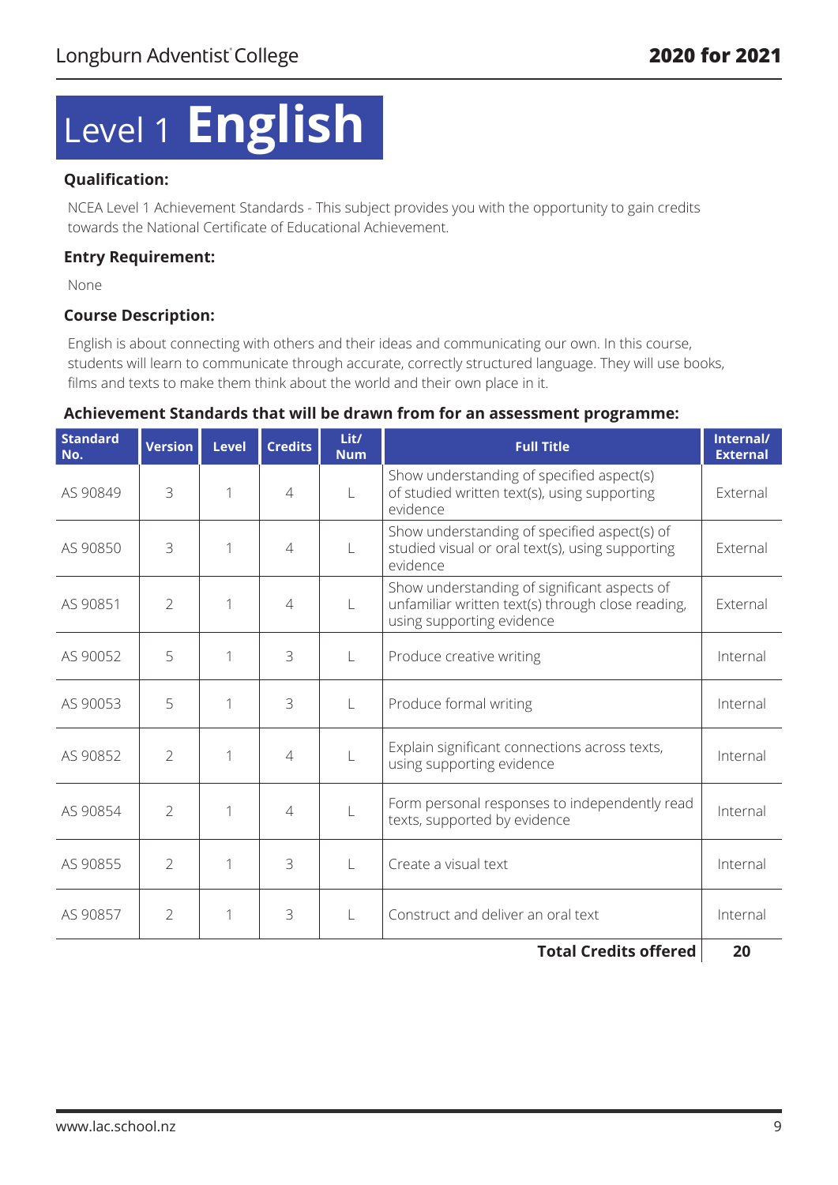# Level 1 English

**Qualification:**

NCEA Level 1 Achievement Standards - This subject provides you with the opportunity to gain credits towards the National Certificate of Educational Achievement.

**Entry Requirement:**

None

**Course Description:**

English is about connecting with others and their ideas and communicating our own. In this course, students will learn to communicate through accurate, correctly structured language. They will use books, films and texts to make them think about the world and their own place in it.

**Achievement Standards that will be drawn from for an assessment programme:**

| Standard No. | Version | Level | Credits | Lit/ Num | Full Title | Internal/ External |
|---|---|---|---|---|---|---|
| AS 90849 | 3 | 1 | 4 | L | Show understanding of specified aspect(s) of studied written text(s), using supporting evidence | External |
| AS 90850 | 3 | 1 | 4 | L | Show understanding of specified aspect(s) of studied visual or oral text(s), using supporting evidence | External |
| AS 90851 | 2 | 1 | 4 | L | Show understanding of significant aspects of unfamiliar written text(s) through close reading, using supporting evidence | External |
| AS 90052 | 5 | 1 | 3 | L | Produce creative writing | Internal |
| AS 90053 | 5 | 1 | 3 | L | Produce formal writing | Internal |
| AS 90852 | 2 | 1 | 4 | L | Explain significant connections across texts, using supporting evidence | Internal |
| AS 90854 | 2 | 1 | 4 | L | Form personal responses to independently read texts, supported by evidence | Internal |
| AS 90855 | 2 | 1 | 3 | L | Create a visual text | Internal |
| AS 90857 | 2 | 1 | 3 | L | Construct and deliver an oral text | Internal |
| | | | | | **Total Credits offered** | **20** |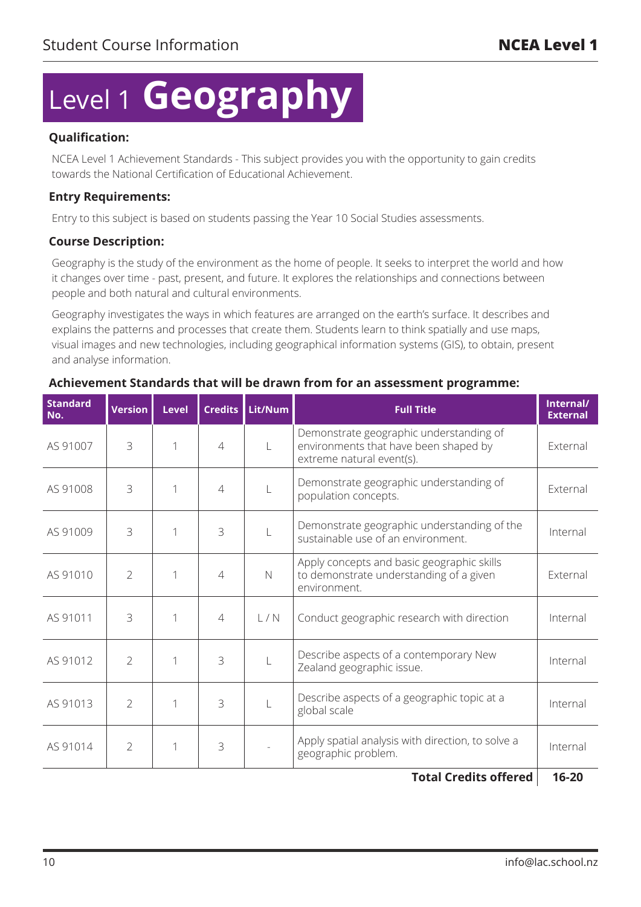# Level 1 **Geography**

**Qualification:**

NCEA Level 1 Achievement Standards - This subject provides you with the opportunity to gain credits towards the National Certification of Educational Achievement.

**Entry Requirements:**

Entry to this subject is based on students passing the Year 10 Social Studies assessments.

**Course Description:**

Geography is the study of the environment as the home of people. It seeks to interpret the world and how it changes over time - past, present, and future. It explores the relationships and connections between people and both natural and cultural environments.

Geography investigates the ways in which features are arranged on the earth's surface. It describes and explains the patterns and processes that create them. Students learn to think spatially and use maps, visual images and new technologies, including geographical information systems (GIS), to obtain, present and analyse information.

**Achievement Standards that will be drawn from for an assessment programme:**

| Standard No. | Version | Level | Credits | Lit/Num | Full Title | Internal/ External |
|---|---|---|---|---|---|---|
| AS 91007 | 3 | 1 | 4 | L | Demonstrate geographic understanding of environments that have been shaped by extreme natural event(s). | External |
| AS 91008 | 3 | 1 | 4 | L | Demonstrate geographic understanding of population concepts. | External |
| AS 91009 | 3 | 1 | 3 | L | Demonstrate geographic understanding of the sustainable use of an environment. | Internal |
| AS 91010 | 2 | 1 | 4 | N | Apply concepts and basic geographic skills to demonstrate understanding of a given environment. | External |
| AS 91011 | 3 | 1 | 4 | L / N | Conduct geographic research with direction | Internal |
| AS 91012 | 2 | 1 | 3 | L | Describe aspects of a contemporary New Zealand geographic issue. | Internal |
| AS 91013 | 2 | 1 | 3 | L | Describe aspects of a geographic topic at a global scale | Internal |
| AS 91014 | 2 | 1 | 3 | - | Apply spatial analysis with direction, to solve a geographic problem. | Internal |
| | | | | | **Total Credits offered** | **16-20** |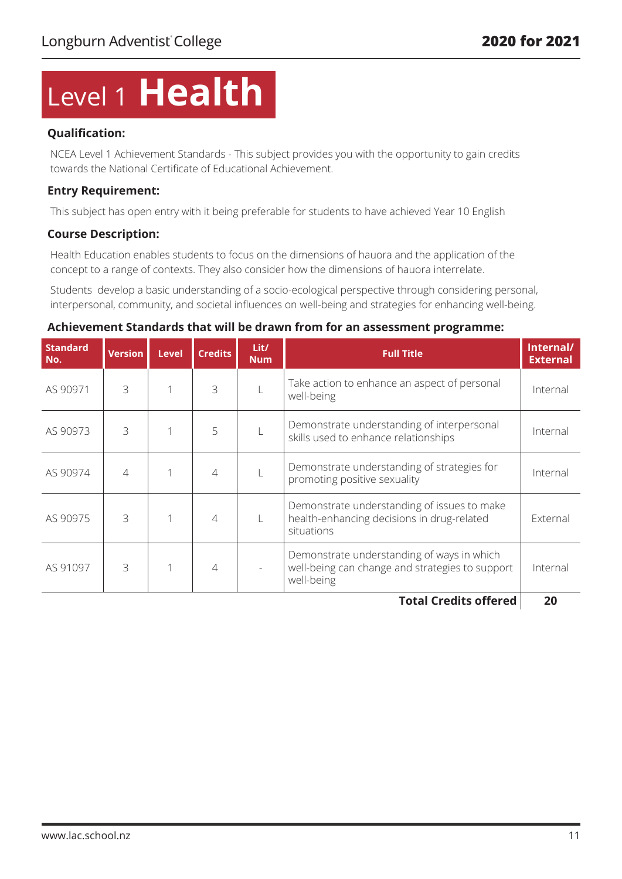# Level 1 **Health**

**Qualification:**

NCEA Level 1 Achievement Standards - This subject provides you with the opportunity to gain credits towards the National Certificate of Educational Achievement.

**Entry Requirement:**

This subject has open entry with it being preferable for students to have achieved Year 10 English

**Course Description:**

Health Education enables students to focus on the dimensions of hauora and the application of the concept to a range of contexts. They also consider how the dimensions of hauora interrelate.

Students develop a basic understanding of a socio-ecological perspective through considering personal, interpersonal, community, and societal influences on well-being and strategies for enhancing well-being.

**Achievement Standards that will be drawn from for an assessment programme:**

| Standard No. | Version | Level | Credits | Lit/ Num | Full Title | Internal/ External |
|---|---|---|---|---|---|---|
| AS 90971 | 3 | 1 | 3 | L | Take action to enhance an aspect of personal well-being | Internal |
| AS 90973 | 3 | 1 | 5 | L | Demonstrate understanding of interpersonal skills used to enhance relationships | Internal |
| AS 90974 | 4 | 1 | 4 | L | Demonstrate understanding of strategies for promoting positive sexuality | Internal |
| AS 90975 | 3 | 1 | 4 | L | Demonstrate understanding of issues to make health-enhancing decisions in drug-related situations | External |
| AS 91097 | 3 | 1 | 4 | - | Demonstrate understanding of ways in which well-being can change and strategies to support well-being | Internal |
| | | | | | **Total Credits offered** | **20** |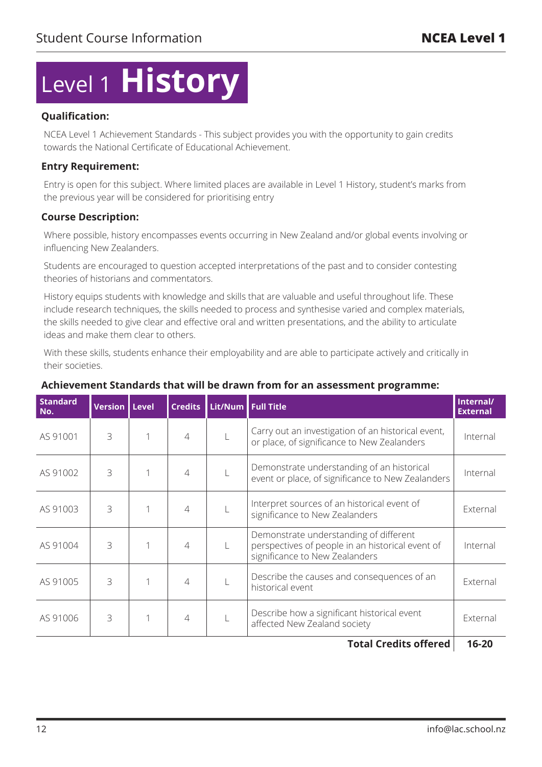# Level 1 **History**

**Qualification:**

NCEA Level 1 Achievement Standards - This subject provides you with the opportunity to gain credits towards the National Certificate of Educational Achievement.

**Entry Requirement:**

Entry is open for this subject. Where limited places are available in Level 1 History, student's marks from the previous year will be considered for prioritising entry

**Course Description:**

Where possible, history encompasses events occurring in New Zealand and/or global events involving or influencing New Zealanders.

Students are encouraged to question accepted interpretations of the past and to consider contesting theories of historians and commentators.

History equips students with knowledge and skills that are valuable and useful throughout life. These include research techniques, the skills needed to process and synthesise varied and complex materials, the skills needed to give clear and effective oral and written presentations, and the ability to articulate ideas and make them clear to others.

With these skills, students enhance their employability and are able to participate actively and critically in their societies.

**Achievement Standards that will be drawn from for an assessment programme:**

| Standard No. | Version | Level | Credits | Lit/Num | Full Title | Internal/ External |
|---|---|---|---|---|---|---|
| AS 91001 | 3 | 1 | 4 | L | Carry out an investigation of an historical event, or place, of significance to New Zealanders | Internal |
| AS 91002 | 3 | 1 | 4 | L | Demonstrate understanding of an historical event or place, of significance to New Zealanders | Internal |
| AS 91003 | 3 | 1 | 4 | L | Interpret sources of an historical event of significance to New Zealanders | External |
| AS 91004 | 3 | 1 | 4 | L | Demonstrate understanding of different perspectives of people in an historical event of significance to New Zealanders | Internal |
| AS 91005 | 3 | 1 | 4 | L | Describe the causes and consequences of an historical event | External |
| AS 91006 | 3 | 1 | 4 | L | Describe how a significant historical event affected New Zealand society | External |
| | | | | | **Total Credits offered** | **16-20** |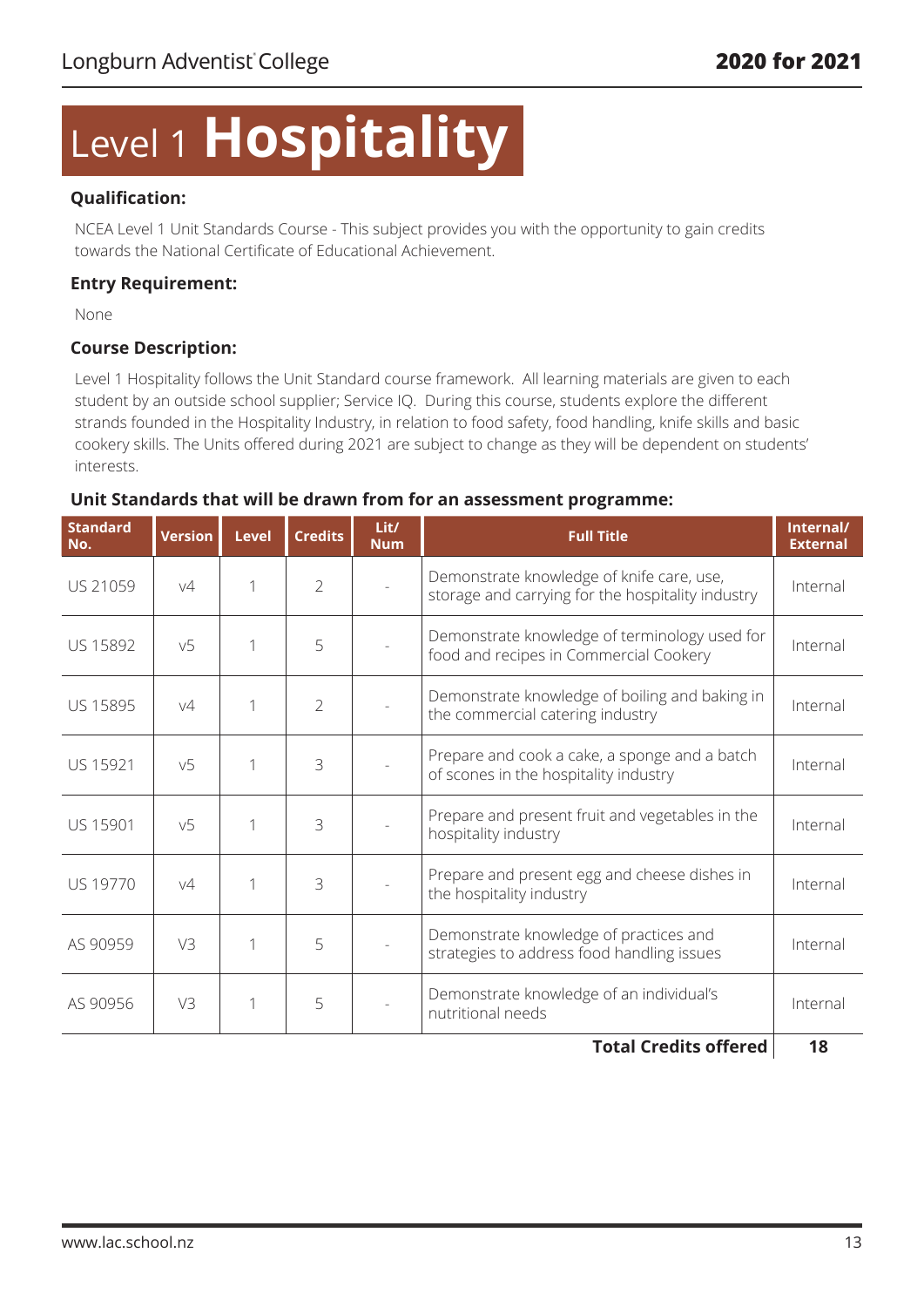# Level 1 **Hospitality**

### Qualification:

NCEA Level 1 Unit Standards Course - This subject provides you with the opportunity to gain credits towards the National Certificate of Educational Achievement.

### Entry Requirement:

None

### Course Description:

Level 1 Hospitality follows the Unit Standard course framework. All learning materials are given to each student by an outside school supplier; Service IQ. During this course, students explore the different strands founded in the Hospitality Industry, in relation to food safety, food handling, knife skills and basic cookery skills. The Units offered during 2021 are subject to change as they will be dependent on students' interests.

### Unit Standards that will be drawn from for an assessment programme:

| Standard No. | Version | Level | Credits | Lit/ Num | Full Title | Internal/ External |
|---|---|---|---|---|---|---|
| US 21059 | v4 | 1 | 2 | - | Demonstrate knowledge of knife care, use, storage and carrying for the hospitality industry | Internal |
| US 15892 | v5 | 1 | 5 | - | Demonstrate knowledge of terminology used for food and recipes in Commercial Cookery | Internal |
| US 15895 | v4 | 1 | 2 | - | Demonstrate knowledge of boiling and baking in the commercial catering industry | Internal |
| US 15921 | v5 | 1 | 3 | - | Prepare and cook a cake, a sponge and a batch of scones in the hospitality industry | Internal |
| US 15901 | v5 | 1 | 3 | - | Prepare and present fruit and vegetables in the hospitality industry | Internal |
| US 19770 | v4 | 1 | 3 | - | Prepare and present egg and cheese dishes in the hospitality industry | Internal |
| AS 90959 | V3 | 1 | 5 | - | Demonstrate knowledge of practices and strategies to address food handling issues | Internal |
| AS 90956 | V3 | 1 | 5 | - | Demonstrate knowledge of an individual's nutritional needs | Internal |
| | | | | | **Total Credits offered** | **18** |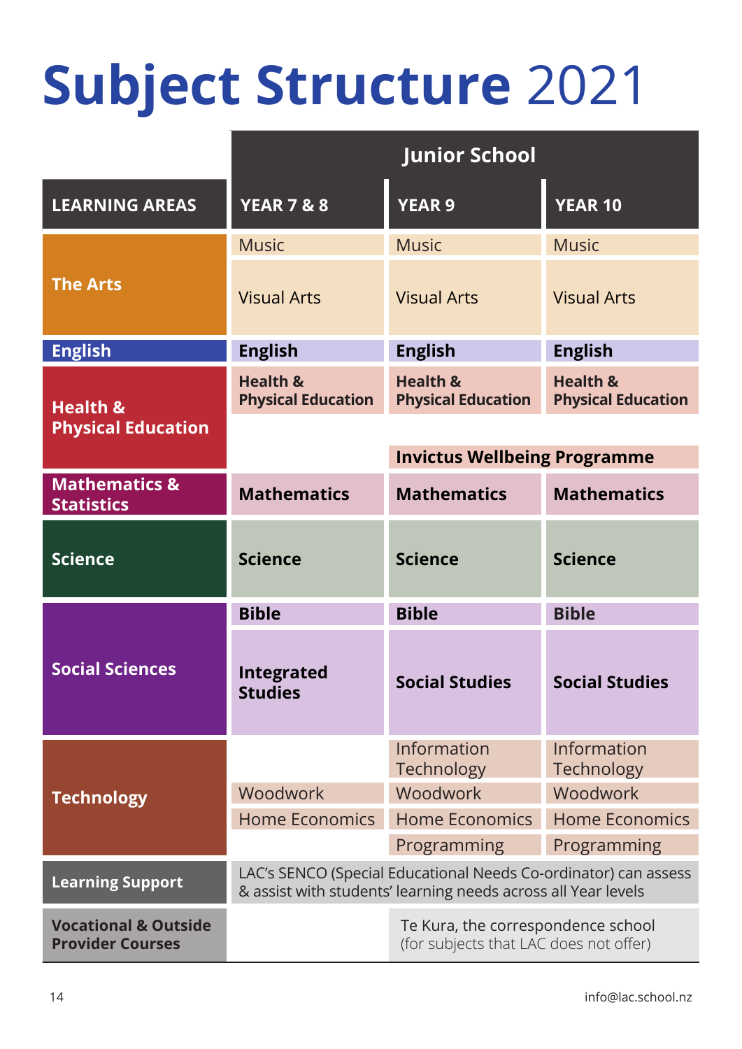# **Subject Structure** 2021

| | **Junior School** | | |
|---|---|---|---|
| **LEARNING AREAS** | **YEAR 7 & 8** | **YEAR 9** | **YEAR 10** |
| **The Arts** | Music | Music | Music |
| | Visual Arts | Visual Arts | Visual Arts |
| **English** | **English** | **English** | **English** |
| **Health & Physical Education** | **Health & Physical Education** | **Health & Physical Education** | **Health & Physical Education** |
| | | **Invictus Wellbeing Programme** | |
| **Mathematics & Statistics** | **Mathematics** | **Mathematics** | **Mathematics** |
| **Science** | **Science** | **Science** | **Science** |
| **Social Sciences** | **Bible** | **Bible** | **Bible** |
| | **Integrated Studies** | **Social Studies** | **Social Studies** |
| **Technology** | | Information Technology | Information Technology |
| | Woodwork | Woodwork | Woodwork |
| | Home Economics | Home Economics | Home Economics |
| | | Programming | Programming |
| **Learning Support** | LAC's SENCO (Special Educational Needs Co-ordinator) can assess & assist with students' learning needs across all Year levels | | |
| **Vocational & Outside Provider Courses** | | Te Kura, the correspondence school (for subjects that LAC does not offer) | |

info@lac.school.nz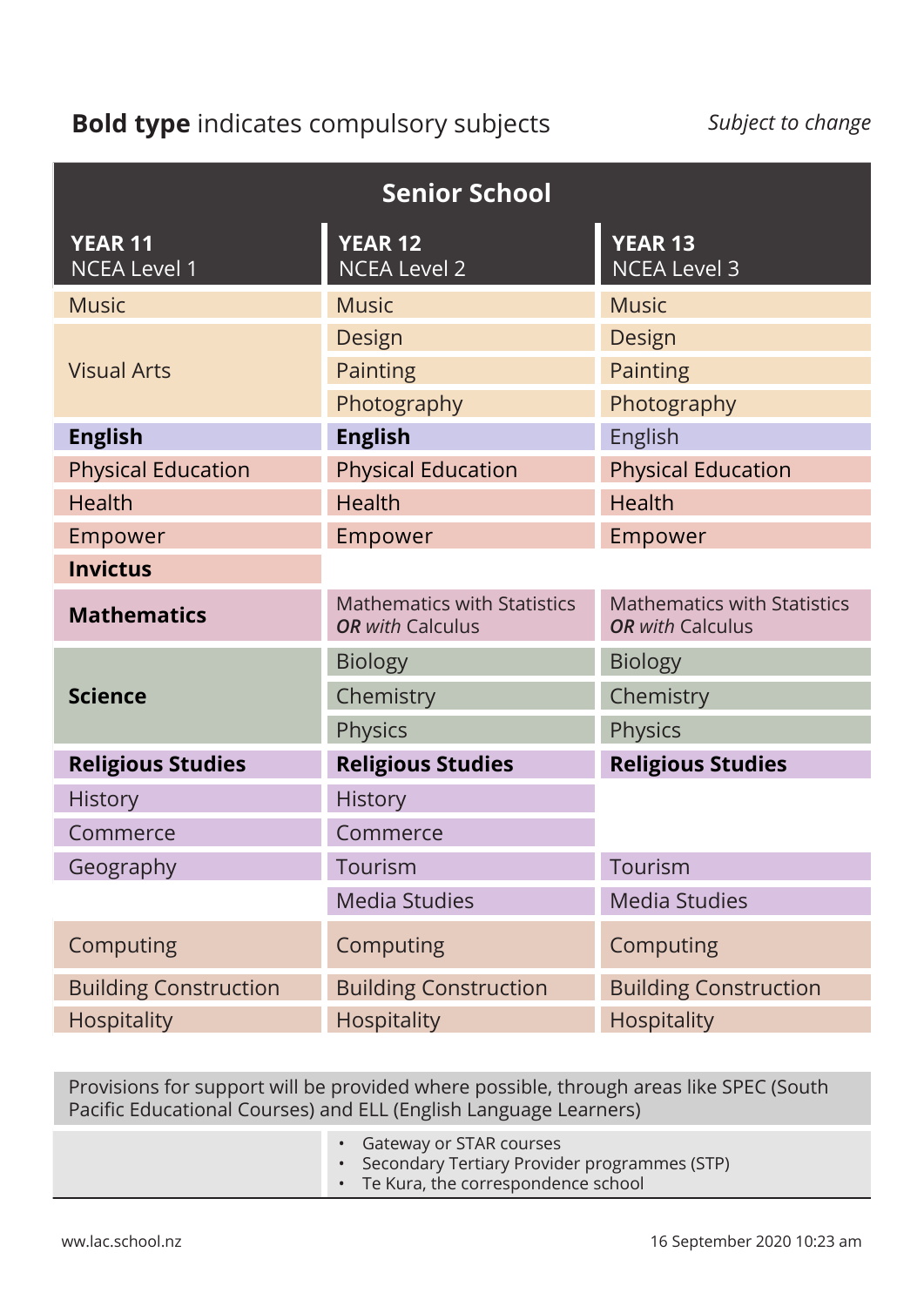**Bold type** indicates compulsory subjects *Subject to change*

## Senior School

| **YEAR 11** NCEA Level 1 | **YEAR 12** NCEA Level 2 | **YEAR 13** NCEA Level 3 |
|---|---|---|
| Music | Music | Music |
| Visual Arts | Design | Design |
| | Painting | Painting |
| | Photography | Photography |
| **English** | **English** | English |
| Physical Education | Physical Education | Physical Education |
| Health | Health | Health |
| Empower | Empower | Empower |
| **Invictus** | | |
| **Mathematics** | Mathematics with Statistics ***OR*** *with* Calculus | Mathematics with Statistics ***OR*** *with* Calculus |
| **Science** | Biology | Biology |
| | Chemistry | Chemistry |
| | Physics | Physics |
| **Religious Studies** | **Religious Studies** | **Religious Studies** |
| History | History | |
| Commerce | Commerce | |
| Geography | Tourism | Tourism |
| | Media Studies | Media Studies |
| Computing | Computing | Computing |
| Building Construction | Building Construction | Building Construction |
| Hospitality | Hospitality | Hospitality |

Provisions for support will be provided where possible, through areas like SPEC (South Pacific Educational Courses) and ELL (English Language Learners)

- Gateway or STAR courses
- Secondary Tertiary Provider programmes (STP)
- Te Kura, the correspondence school

ww.lac.school.nz

16 September 2020 10:23 am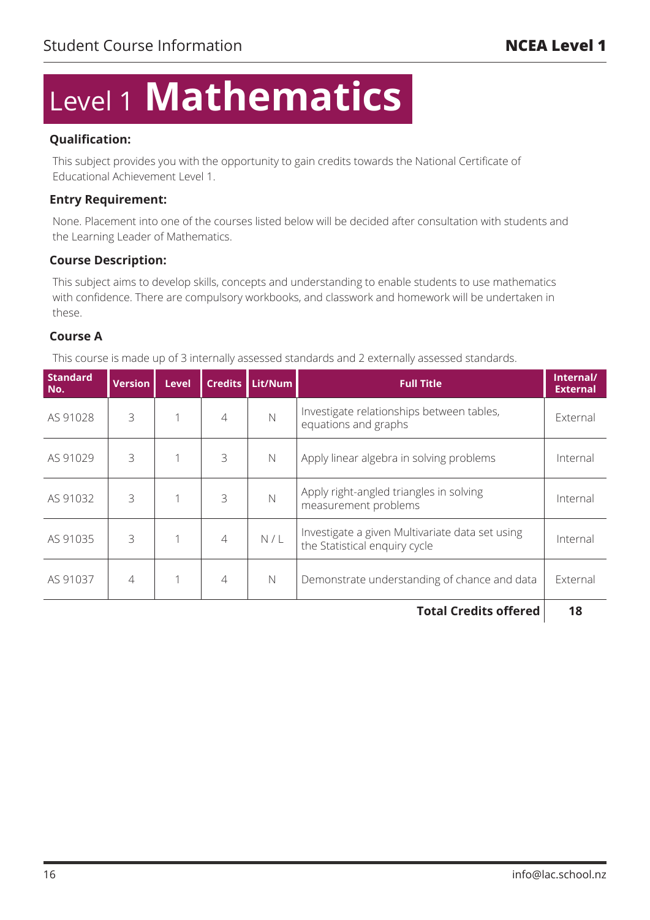# Level 1 **Mathematics**

**Qualification:**

This subject provides you with the opportunity to gain credits towards the National Certificate of Educational Achievement Level 1.

**Entry Requirement:**

None. Placement into one of the courses listed below will be decided after consultation with students and the Learning Leader of Mathematics.

**Course Description:**

This subject aims to develop skills, concepts and understanding to enable students to use mathematics with confidence. There are compulsory workbooks, and classwork and homework will be undertaken in these.

**Course A**

This course is made up of 3 internally assessed standards and 2 externally assessed standards.

| Standard No. | Version | Level | Credits | Lit/Num | Full Title | Internal/ External |
|---|---|---|---|---|---|---|
| AS 91028 | 3 | 1 | 4 | N | Investigate relationships between tables, equations and graphs | External |
| AS 91029 | 3 | 1 | 3 | N | Apply linear algebra in solving problems | Internal |
| AS 91032 | 3 | 1 | 3 | N | Apply right-angled triangles in solving measurement problems | Internal |
| AS 91035 | 3 | 1 | 4 | N / L | Investigate a given Multivariate data set using the Statistical enquiry cycle | Internal |
| AS 91037 | 4 | 1 | 4 | N | Demonstrate understanding of chance and data | External |
| | | | | | **Total Credits offered** | **18** |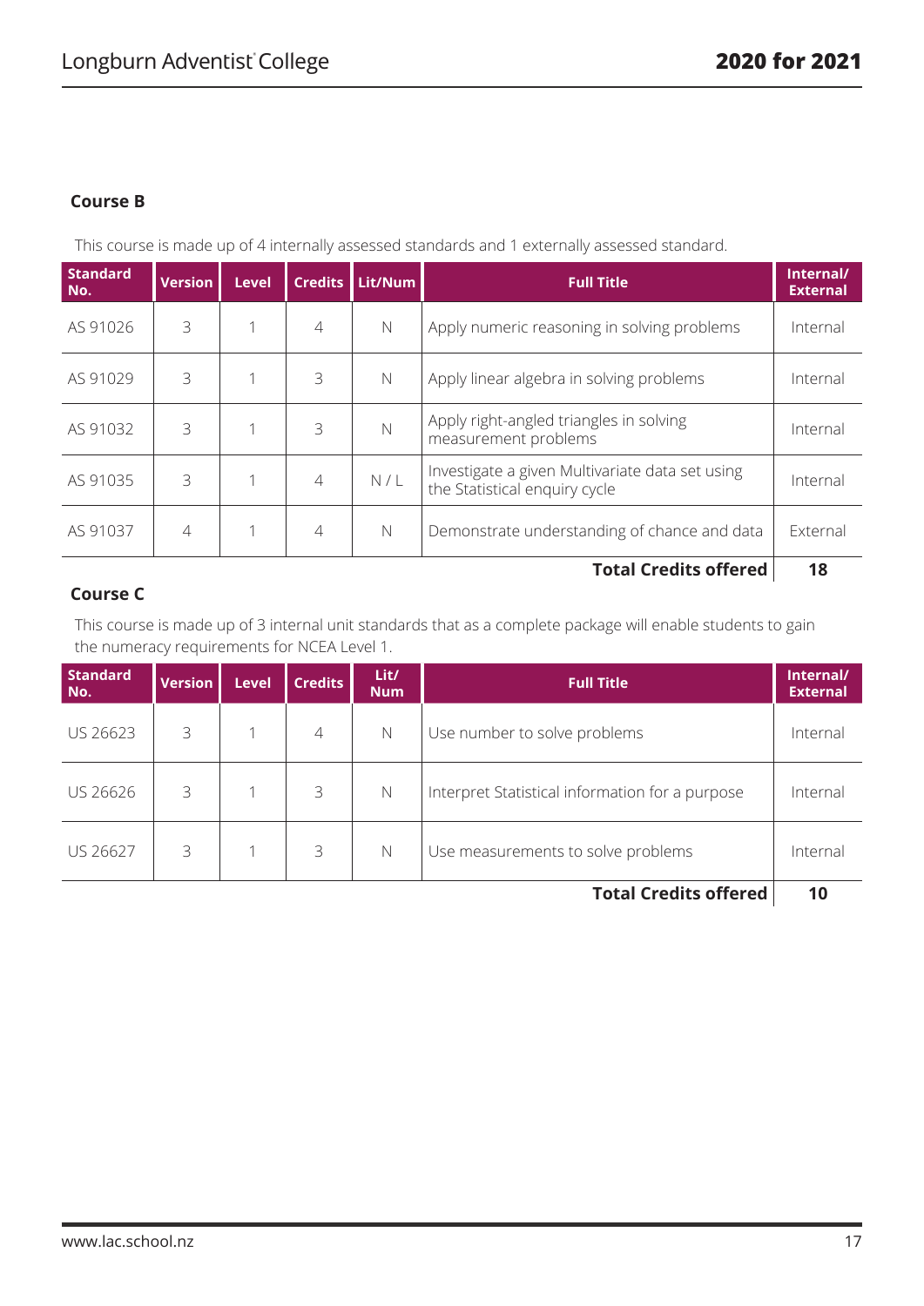**Course B**

This course is made up of 4 internally assessed standards and 1 externally assessed standard.

| Standard No. | Version | Level | Credits | Lit/Num | Full Title | Internal/ External |
|---|---|---|---|---|---|---|
| AS 91026 | 3 | 1 | 4 | N | Apply numeric reasoning in solving problems | Internal |
| AS 91029 | 3 | 1 | 3 | N | Apply linear algebra in solving problems | Internal |
| AS 91032 | 3 | 1 | 3 | N | Apply right-angled triangles in solving measurement problems | Internal |
| AS 91035 | 3 | 1 | 4 | N / L | Investigate a given Multivariate data set using the Statistical enquiry cycle | Internal |
| AS 91037 | 4 | 1 | 4 | N | Demonstrate understanding of chance and data | External |
| | | | | | **Total Credits offered** | **18** |

**Course C**

This course is made up of 3 internal unit standards that as a complete package will enable students to gain the numeracy requirements for NCEA Level 1.

| Standard No. | Version | Level | Credits | Lit/ Num | Full Title | Internal/ External |
|---|---|---|---|---|---|---|
| US 26623 | 3 | 1 | 4 | N | Use number to solve problems | Internal |
| US 26626 | 3 | 1 | 3 | N | Interpret Statistical information for a purpose | Internal |
| US 26627 | 3 | 1 | 3 | N | Use measurements to solve problems | Internal |
| | | | | | **Total Credits offered** | **10** |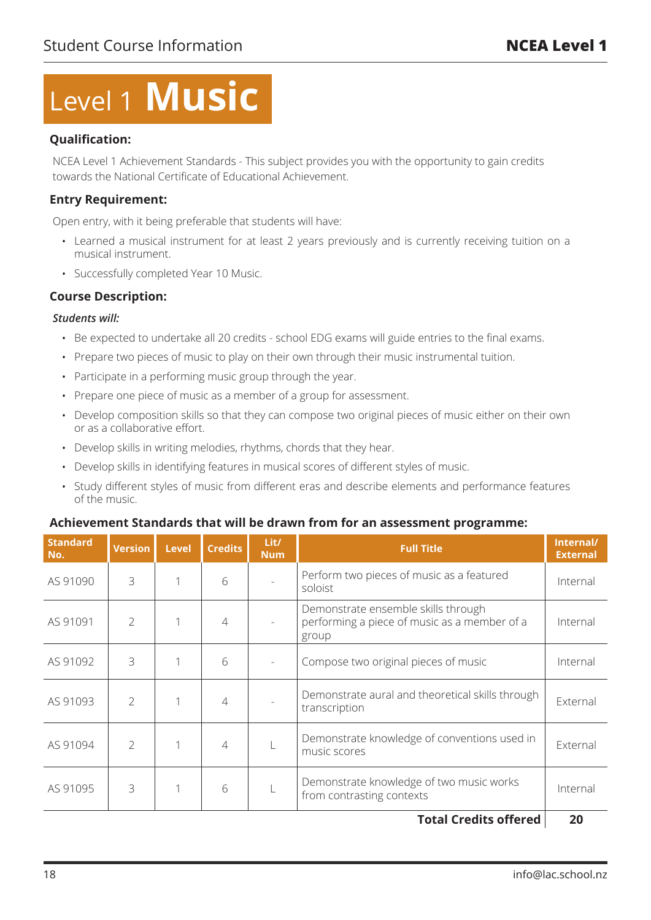# Level 1 **Music**

### Qualification:

NCEA Level 1 Achievement Standards - This subject provides you with the opportunity to gain credits towards the National Certificate of Educational Achievement.

### Entry Requirement:

Open entry, with it being preferable that students will have:

- Learned a musical instrument for at least 2 years previously and is currently receiving tuition on a musical instrument.
- Successfully completed Year 10 Music.

### Course Description:

***Students will:***

- Be expected to undertake all 20 credits - school EDG exams will guide entries to the final exams.
- Prepare two pieces of music to play on their own through their music instrumental tuition.
- Participate in a performing music group through the year.
- Prepare one piece of music as a member of a group for assessment.
- Develop composition skills so that they can compose two original pieces of music either on their own or as a collaborative effort.
- Develop skills in writing melodies, rhythms, chords that they hear.
- Develop skills in identifying features in musical scores of different styles of music.
- Study different styles of music from different eras and describe elements and performance features of the music.

### Achievement Standards that will be drawn from for an assessment programme:

| Standard No. | Version | Level | Credits | Lit/ Num | Full Title | Internal/ External |
|---|---|---|---|---|---|---|
| AS 91090 | 3 | 1 | 6 | - | Perform two pieces of music as a featured soloist | Internal |
| AS 91091 | 2 | 1 | 4 | - | Demonstrate ensemble skills through performing a piece of music as a member of a group | Internal |
| AS 91092 | 3 | 1 | 6 | - | Compose two original pieces of music | Internal |
| AS 91093 | 2 | 1 | 4 | - | Demonstrate aural and theoretical skills through transcription | External |
| AS 91094 | 2 | 1 | 4 | L | Demonstrate knowledge of conventions used in music scores | External |
| AS 91095 | 3 | 1 | 6 | L | Demonstrate knowledge of two music works from contrasting contexts | Internal |
| | | | | | **Total Credits offered** | **20** |

info@lac.school.nz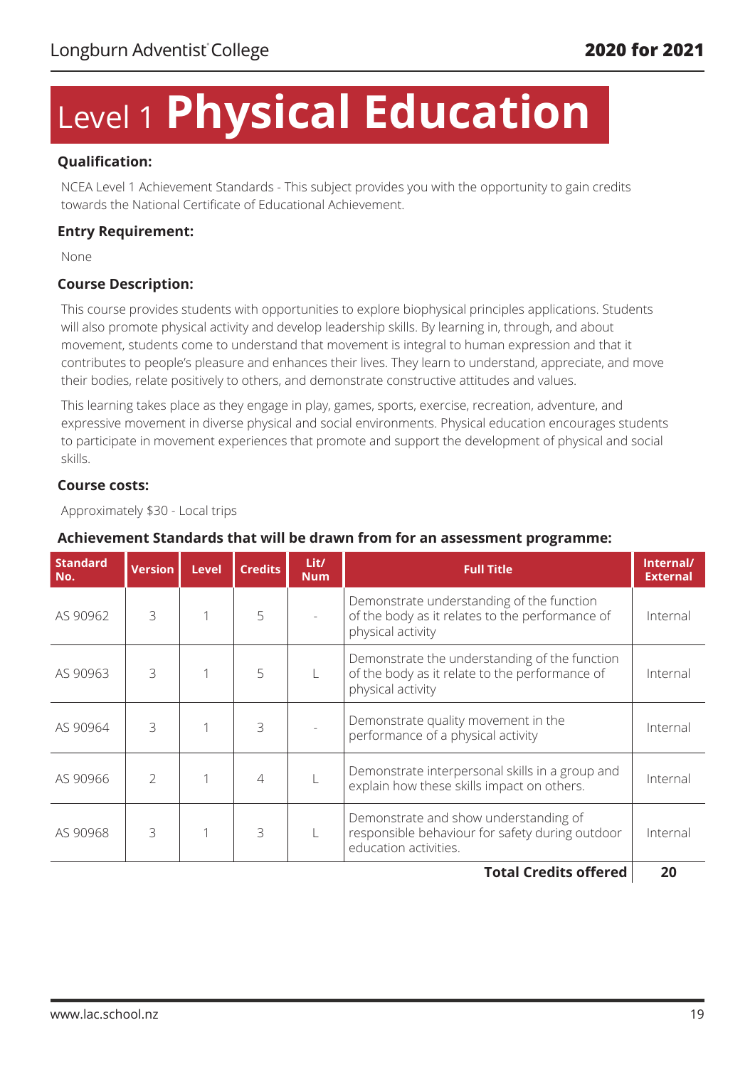# Level 1 **Physical Education**

**Qualification:**

NCEA Level 1 Achievement Standards - This subject provides you with the opportunity to gain credits towards the National Certificate of Educational Achievement.

**Entry Requirement:**

None

**Course Description:**

This course provides students with opportunities to explore biophysical principles applications. Students will also promote physical activity and develop leadership skills. By learning in, through, and about movement, students come to understand that movement is integral to human expression and that it contributes to people's pleasure and enhances their lives. They learn to understand, appreciate, and move their bodies, relate positively to others, and demonstrate constructive attitudes and values.

This learning takes place as they engage in play, games, sports, exercise, recreation, adventure, and expressive movement in diverse physical and social environments. Physical education encourages students to participate in movement experiences that promote and support the development of physical and social skills.

**Course costs:**

Approximately $30 - Local trips

**Achievement Standards that will be drawn from for an assessment programme:**

| Standard No. | Version | Level | Credits | Lit/ Num | Full Title | Internal/ External |
|---|---|---|---|---|---|---|
| AS 90962 | 3 | 1 | 5 | - | Demonstrate understanding of the function of the body as it relates to the performance of physical activity | Internal |
| AS 90963 | 3 | 1 | 5 | L | Demonstrate the understanding of the function of the body as it relate to the performance of physical activity | Internal |
| AS 90964 | 3 | 1 | 3 | - | Demonstrate quality movement in the performance of a physical activity | Internal |
| AS 90966 | 2 | 1 | 4 | L | Demonstrate interpersonal skills in a group and explain how these skills impact on others. | Internal |
| AS 90968 | 3 | 1 | 3 | L | Demonstrate and show understanding of responsible behaviour for safety during outdoor education activities. | Internal |
| | | | | | **Total Credits offered** | **20** |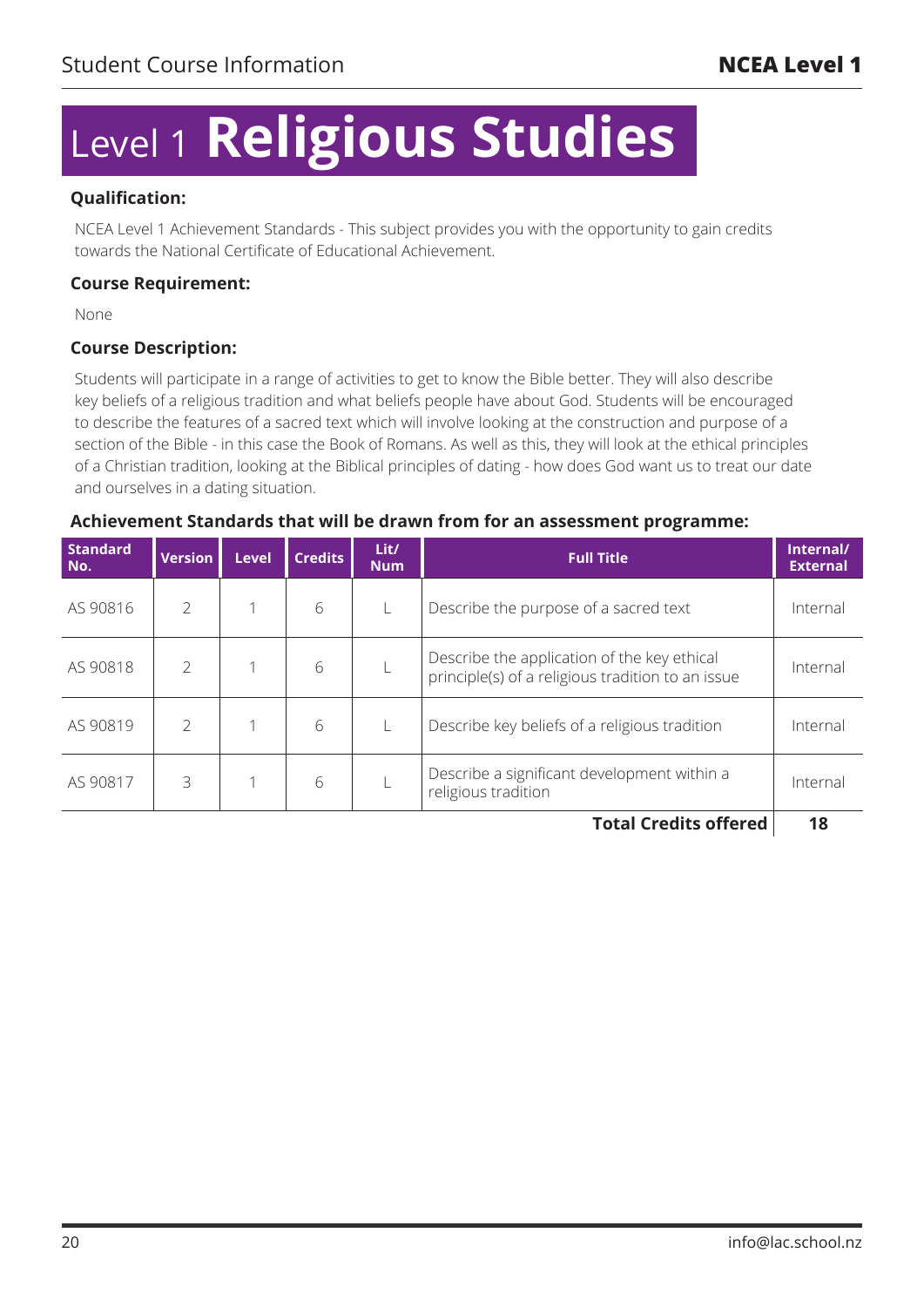# Level 1 **Religious Studies**

**Qualification:**

NCEA Level 1 Achievement Standards - This subject provides you with the opportunity to gain credits towards the National Certificate of Educational Achievement.

**Course Requirement:**

None

**Course Description:**

Students will participate in a range of activities to get to know the Bible better. They will also describe key beliefs of a religious tradition and what beliefs people have about God. Students will be encouraged to describe the features of a sacred text which will involve looking at the construction and purpose of a section of the Bible - in this case the Book of Romans. As well as this, they will look at the ethical principles of a Christian tradition, looking at the Biblical principles of dating - how does God want us to treat our date and ourselves in a dating situation.

**Achievement Standards that will be drawn from for an assessment programme:**

| Standard No. | Version | Level | Credits | Lit/ Num | Full Title | Internal/ External |
|---|---|---|---|---|---|---|
| AS 90816 | 2 | 1 | 6 | L | Describe the purpose of a sacred text | Internal |
| AS 90818 | 2 | 1 | 6 | L | Describe the application of the key ethical principle(s) of a religious tradition to an issue | Internal |
| AS 90819 | 2 | 1 | 6 | L | Describe key beliefs of a religious tradition | Internal |
| AS 90817 | 3 | 1 | 6 | L | Describe a significant development within a religious tradition | Internal |
| | | | | | **Total Credits offered** | **18** |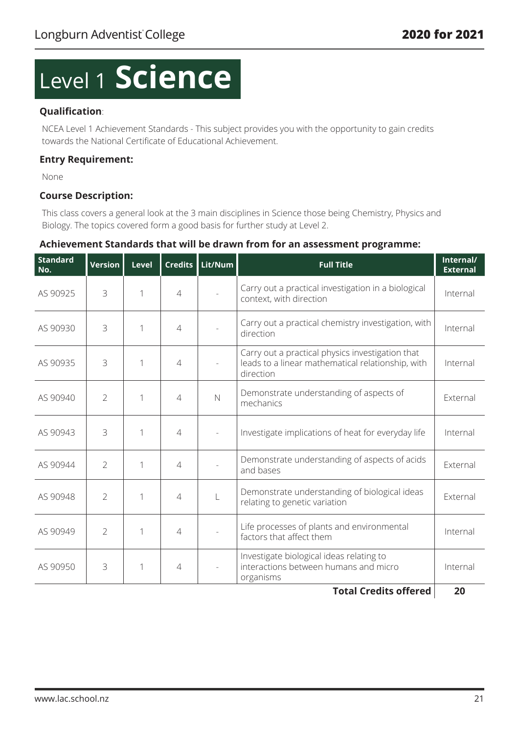# Level 1 **Science**

**Qualification**:

NCEA Level 1 Achievement Standards - This subject provides you with the opportunity to gain credits towards the National Certificate of Educational Achievement.

**Entry Requirement:**

None

**Course Description:**

This class covers a general look at the 3 main disciplines in Science those being Chemistry, Physics and Biology. The topics covered form a good basis for further study at Level 2.

**Achievement Standards that will be drawn from for an assessment programme:**

| Standard No. | Version | Level | Credits | Lit/Num | Full Title | Internal/ External |
|---|---|---|---|---|---|---|
| AS 90925 | 3 | 1 | 4 | - | Carry out a practical investigation in a biological context, with direction | Internal |
| AS 90930 | 3 | 1 | 4 | - | Carry out a practical chemistry investigation, with direction | Internal |
| AS 90935 | 3 | 1 | 4 | - | Carry out a practical physics investigation that leads to a linear mathematical relationship, with direction | Internal |
| AS 90940 | 2 | 1 | 4 | N | Demonstrate understanding of aspects of mechanics | External |
| AS 90943 | 3 | 1 | 4 | - | Investigate implications of heat for everyday life | Internal |
| AS 90944 | 2 | 1 | 4 | - | Demonstrate understanding of aspects of acids and bases | External |
| AS 90948 | 2 | 1 | 4 | L | Demonstrate understanding of biological ideas relating to genetic variation | External |
| AS 90949 | 2 | 1 | 4 | - | Life processes of plants and environmental factors that affect them | Internal |
| AS 90950 | 3 | 1 | 4 | - | Investigate biological ideas relating to interactions between humans and micro organisms | Internal |
| | | | | | **Total Credits offered** | **20** |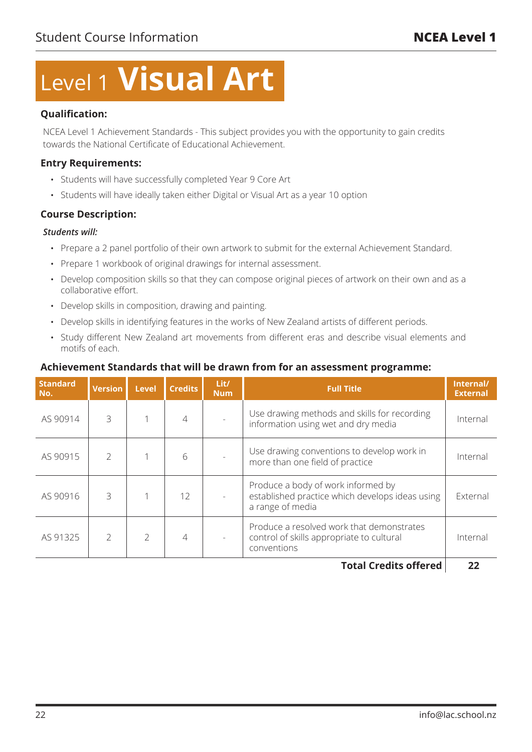# Level 1 **Visual Art**

### Qualification:

NCEA Level 1 Achievement Standards - This subject provides you with the opportunity to gain credits towards the National Certificate of Educational Achievement.

### Entry Requirements:

- Students will have successfully completed Year 9 Core Art
- Students will have ideally taken either Digital or Visual Art as a year 10 option

### Course Description:

***Students will:***

- Prepare a 2 panel portfolio of their own artwork to submit for the external Achievement Standard.
- Prepare 1 workbook of original drawings for internal assessment.
- Develop composition skills so that they can compose original pieces of artwork on their own and as a collaborative effort.
- Develop skills in composition, drawing and painting.
- Develop skills in identifying features in the works of New Zealand artists of different periods.
- Study different New Zealand art movements from different eras and describe visual elements and motifs of each.

### Achievement Standards that will be drawn from for an assessment programme:

| Standard No. | Version | Level | Credits | Lit/Num | Full Title | Internal/External |
|---|---|---|---|---|---|---|
| AS 90914 | 3 | 1 | 4 | - | Use drawing methods and skills for recording information using wet and dry media | Internal |
| AS 90915 | 2 | 1 | 6 | - | Use drawing conventions to develop work in more than one field of practice | Internal |
| AS 90916 | 3 | 1 | 12 | - | Produce a body of work informed by established practice which develops ideas using a range of media | External |
| AS 91325 | 2 | 2 | 4 | - | Produce a resolved work that demonstrates control of skills appropriate to cultural conventions | Internal |
| | | | | | **Total Credits offered** | **22** |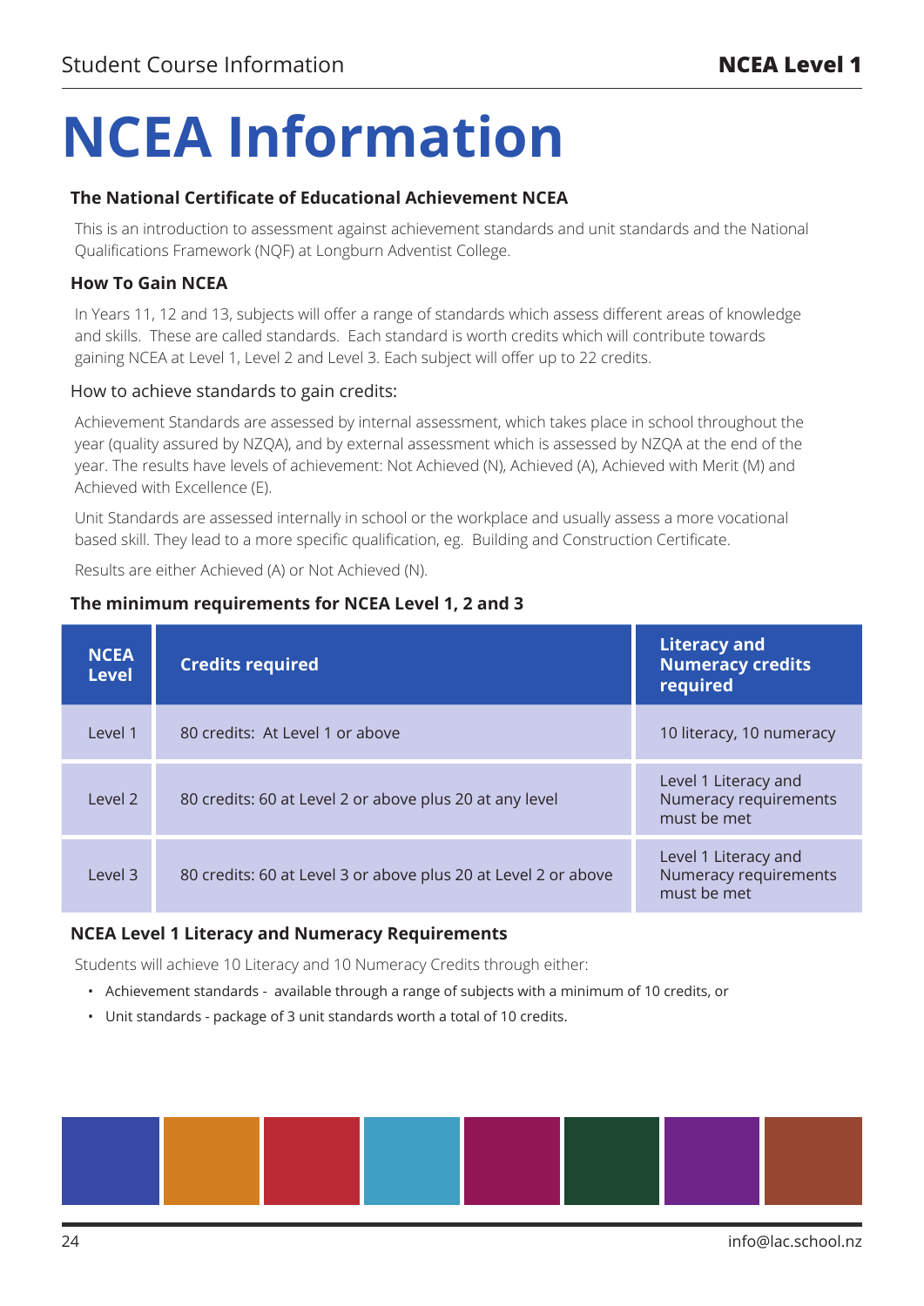# NCEA Information

### The National Certificate of Educational Achievement NCEA

This is an introduction to assessment against achievement standards and unit standards and the National Qualifications Framework (NQF) at Longburn Adventist College.

### How To Gain NCEA

In Years 11, 12 and 13, subjects will offer a range of standards which assess different areas of knowledge and skills. These are called standards. Each standard is worth credits which will contribute towards gaining NCEA at Level 1, Level 2 and Level 3. Each subject will offer up to 22 credits.

How to achieve standards to gain credits:

Achievement Standards are assessed by internal assessment, which takes place in school throughout the year (quality assured by NZQA), and by external assessment which is assessed by NZQA at the end of the year. The results have levels of achievement: Not Achieved (N), Achieved (A), Achieved with Merit (M) and Achieved with Excellence (E).

Unit Standards are assessed internally in school or the workplace and usually assess a more vocational based skill. They lead to a more specific qualification, eg. Building and Construction Certificate.

Results are either Achieved (A) or Not Achieved (N).

### The minimum requirements for NCEA Level 1, 2 and 3

| NCEA Level | Credits required | Literacy and Numeracy credits required |
|---|---|---|
| Level 1 | 80 credits: At Level 1 or above | 10 literacy, 10 numeracy |
| Level 2 | 80 credits: 60 at Level 2 or above plus 20 at any level | Level 1 Literacy and Numeracy requirements must be met |
| Level 3 | 80 credits: 60 at Level 3 or above plus 20 at Level 2 or above | Level 1 Literacy and Numeracy requirements must be met |

### NCEA Level 1 Literacy and Numeracy Requirements

Students will achieve 10 Literacy and 10 Numeracy Credits through either:

- Achievement standards - available through a range of subjects with a minimum of 10 credits, or
- Unit standards - package of 3 unit standards worth a total of 10 credits.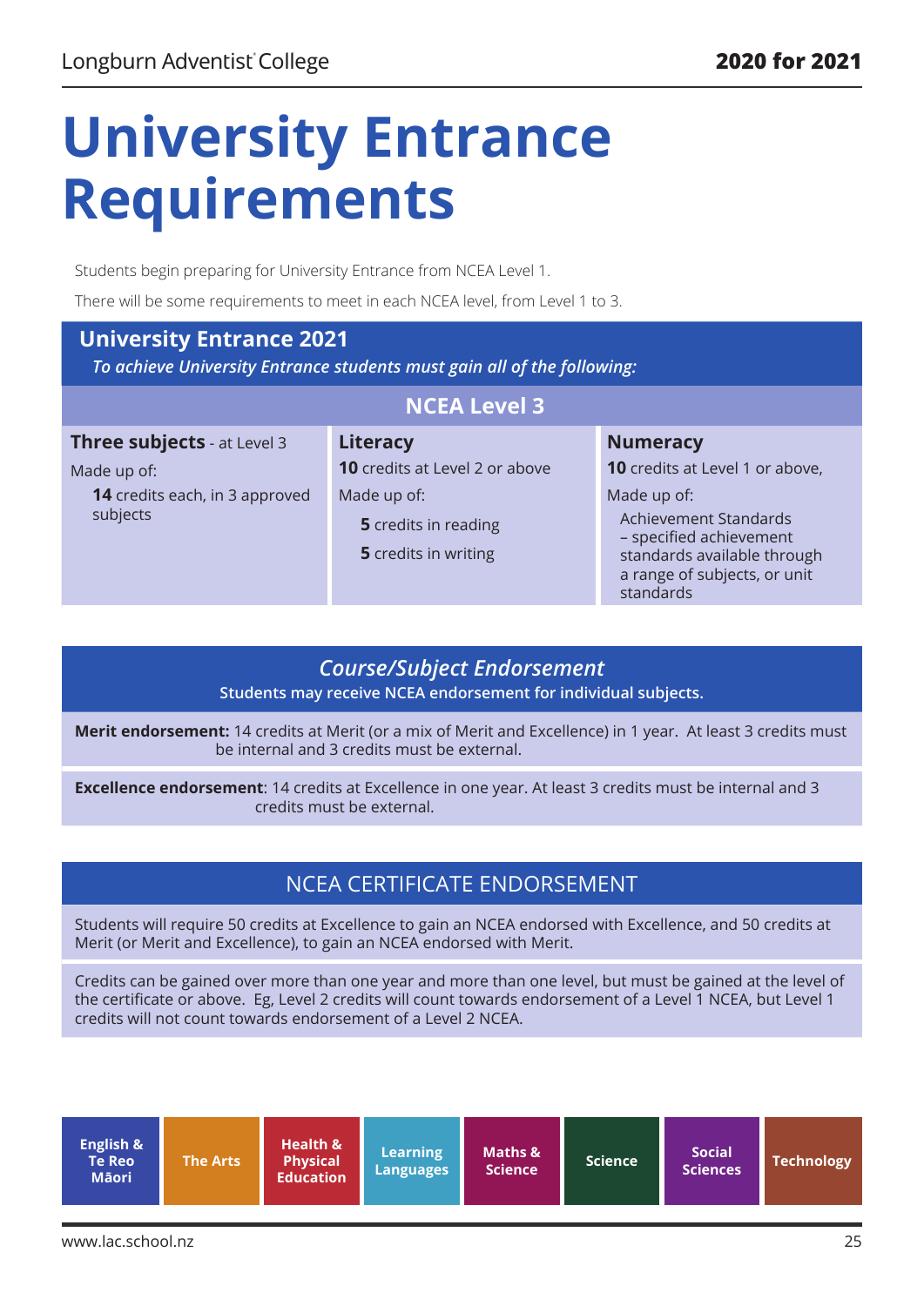# University Entrance Requirements

Students begin preparing for University Entrance from NCEA Level 1.

There will be some requirements to meet in each NCEA level, from Level 1 to 3.

## University Entrance 2021

*To achieve University Entrance students must gain all of the following:*

### NCEA Level 3

| **Three subjects** - at Level 3 | **Literacy** | **Numeracy** |
|---|---|---|
| Made up of:<br>**14** credits each, in 3 approved subjects | **10** credits at Level 2 or above<br>Made up of:<br>**5** credits in reading<br>**5** credits in writing | **10** credits at Level 1 or above,<br>Made up of:<br>Achievement Standards – specified achievement standards available through a range of subjects, or unit standards |

## *Course/Subject Endorsement*

Students may receive NCEA endorsement for individual subjects.

**Merit endorsement:** 14 credits at Merit (or a mix of Merit and Excellence) in 1 year. At least 3 credits must be internal and 3 credits must be external.

**Excellence endorsement**: 14 credits at Excellence in one year. At least 3 credits must be internal and 3 credits must be external.

## NCEA CERTIFICATE ENDORSEMENT

Students will require 50 credits at Excellence to gain an NCEA endorsed with Excellence, and 50 credits at Merit (or Merit and Excellence), to gain an NCEA endorsed with Merit.

Credits can be gained over more than one year and more than one level, but must be gained at the level of the certificate or above. Eg, Level 2 credits will count towards endorsement of a Level 1 NCEA, but Level 1 credits will not count towards endorsement of a Level 2 NCEA.

English & Te Reo Māori | The Arts | Health & Physical Education | Learning Languages | Maths & Science | Science | Social Sciences | Technology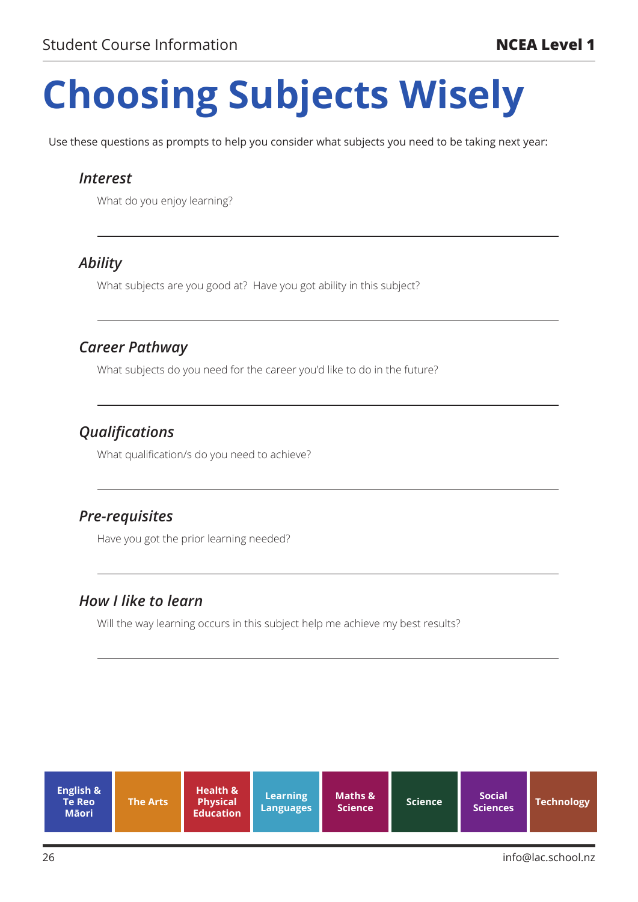# Choosing Subjects Wisely

Use these questions as prompts to help you consider what subjects you need to be taking next year:

### *Interest*

What do you enjoy learning?

---

### *Ability*

What subjects are you good at? Have you got ability in this subject?

---

### *Career Pathway*

What subjects do you need for the career you'd like to do in the future?

---

### *Qualifications*

What qualification/s do you need to achieve?

---

### *Pre-requisites*

Have you got the prior learning needed?

---

### *How I like to learn*

Will the way learning occurs in this subject help me achieve my best results?

---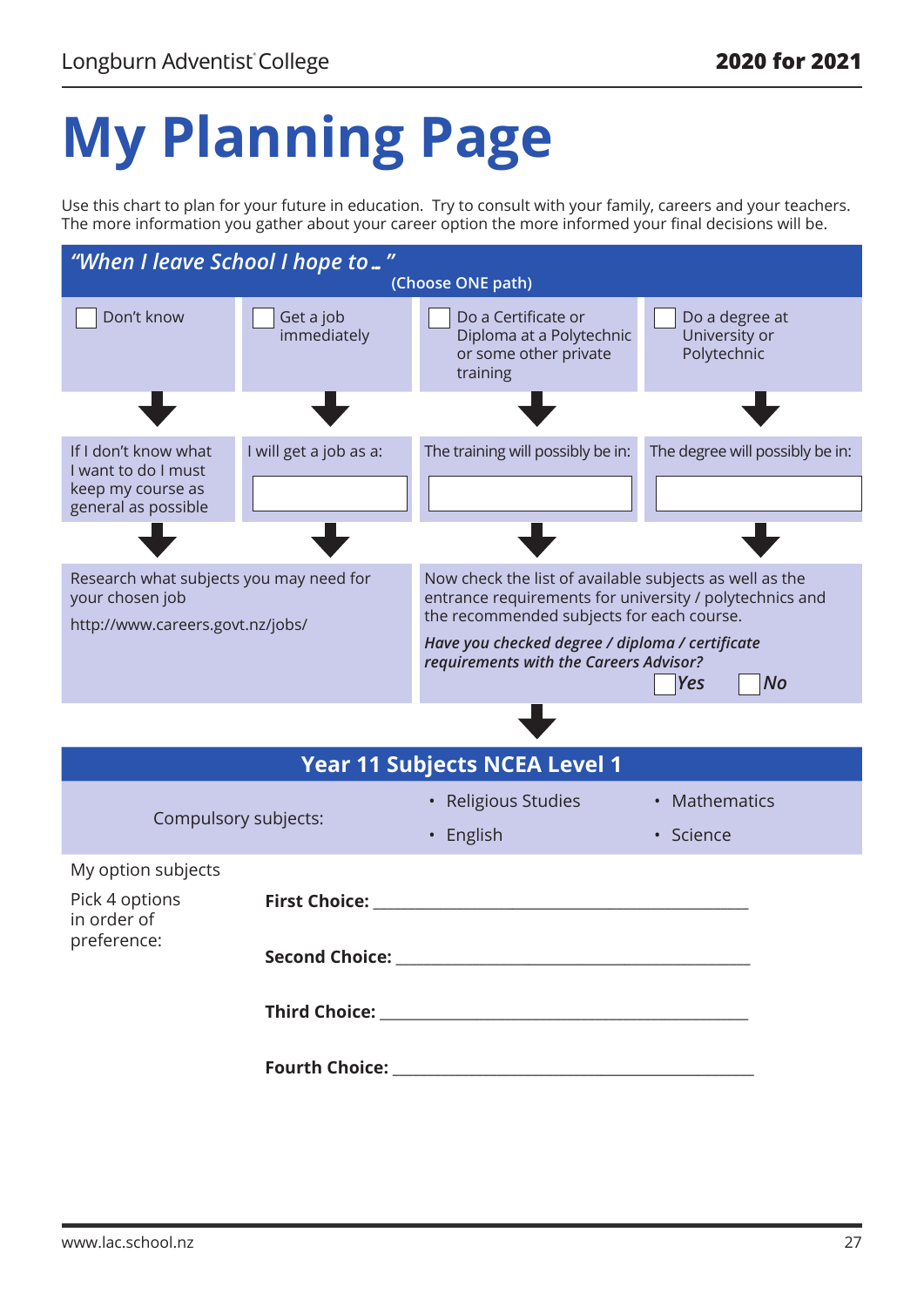# My Planning Page

Use this chart to plan for your future in education. Try to consult with your family, careers and your teachers. The more information you gather about your career option the more informed your final decisions will be.

## *"When I leave School I hope to .. "*

(Choose ONE path)

| ☐ Don't know | ☐ Get a job immediately | ☐ Do a Certificate or Diploma at a Polytechnic or some other private training | ☐ Do a degree at University or Polytechnic |
|---|---|---|---|
| ↓ | ↓ | ↓ | ↓ |
| If I don't know what I want to do I must keep my course as general as possible | I will get a job as a: ______ | The training will possibly be in: ______ | The degree will possibly be in: ______ |
| ↓ | ↓ | ↓ | ↓ |

Research what subjects you may need for your chosen job

http://www.careers.govt.nz/jobs/

Now check the list of available subjects as well as the entrance requirements for university / polytechnics and the recommended subjects for each course.

***Have you checked degree / diploma / certificate requirements with the Careers Advisor?***

☐ ***Yes*** ☐ ***No***

↓

## Year 11 Subjects NCEA Level 1

Compulsory subjects:

- Religious Studies
- English
- Mathematics
- Science

My option subjects

Pick 4 options in order of preference:

**First Choice:** ____________________

**Second Choice:** ____________________

**Third Choice:** ____________________

**Fourth Choice:** ____________________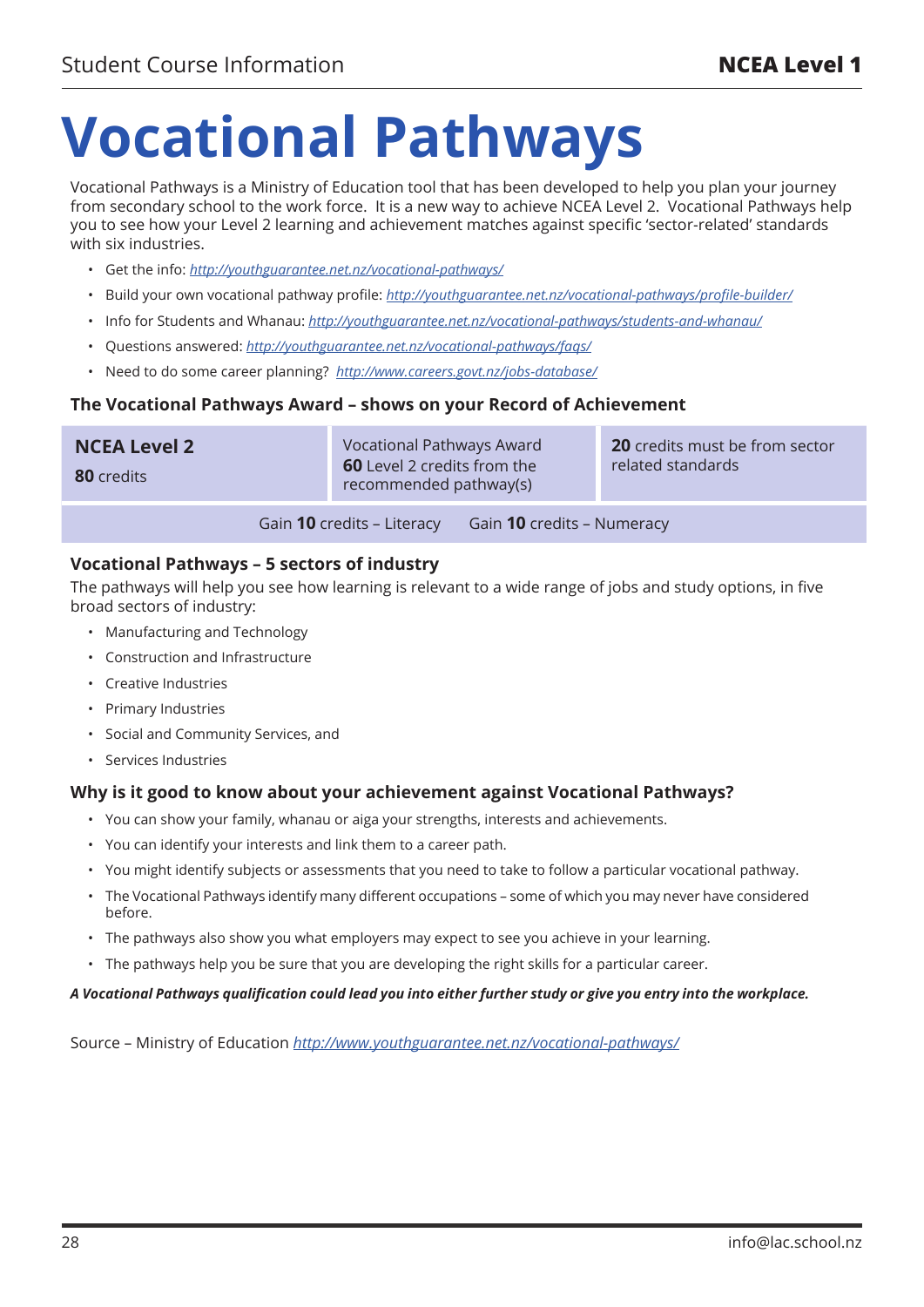# Vocational Pathways

Vocational Pathways is a Ministry of Education tool that has been developed to help you plan your journey from secondary school to the work force. It is a new way to achieve NCEA Level 2. Vocational Pathways help you to see how your Level 2 learning and achievement matches against specific 'sector-related' standards with six industries.

- Get the info: *http://youthguarantee.net.nz/vocational-pathways/*
- Build your own vocational pathway profile: *http://youthguarantee.net.nz/vocational-pathways/profile-builder/*
- Info for Students and Whanau: *http://youthguarantee.net.nz/vocational-pathways/students-and-whanau/*
- Questions answered: *http://youthguarantee.net.nz/vocational-pathways/faqs/*
- Need to do some career planning? *http://www.careers.govt.nz/jobs-database/*

### The Vocational Pathways Award – shows on your Record of Achievement

| | | |
|---|---|---|
| **NCEA Level 2**<br>**80** credits | Vocational Pathways Award<br>**60** Level 2 credits from the recommended pathway(s) | **20** credits must be from sector related standards |
| Gain **10** credits – Literacy | Gain **10** credits – Numeracy | |

### Vocational Pathways – 5 sectors of industry

The pathways will help you see how learning is relevant to a wide range of jobs and study options, in five broad sectors of industry:

- Manufacturing and Technology
- Construction and Infrastructure
- Creative Industries
- Primary Industries
- Social and Community Services, and
- Services Industries

### Why is it good to know about your achievement against Vocational Pathways?

- You can show your family, whanau or aiga your strengths, interests and achievements.
- You can identify your interests and link them to a career path.
- You might identify subjects or assessments that you need to take to follow a particular vocational pathway.
- The Vocational Pathways identify many different occupations – some of which you may never have considered before.
- The pathways also show you what employers may expect to see you achieve in your learning.
- The pathways help you be sure that you are developing the right skills for a particular career.

***A Vocational Pathways qualification could lead you into either further study or give you entry into the workplace.***

Source – Ministry of Education *http://www.youthguarantee.net.nz/vocational-pathways/*